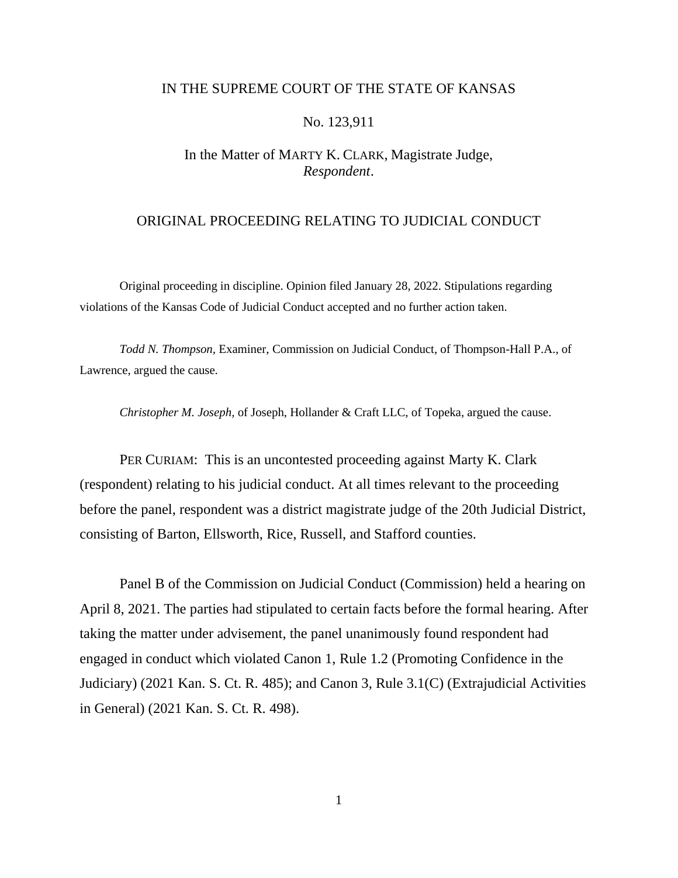IN THE SUPREME COURT OF THE STATE OF KANSAS

No. 123,911

In the Matter of MARTY K. CLARK, Magistrate Judge,
*Respondent*.

ORIGINAL PROCEEDING RELATING TO JUDICIAL CONDUCT

Original proceeding in discipline. Opinion filed January 28, 2022. Stipulations regarding violations of the Kansas Code of Judicial Conduct accepted and no further action taken.

*Todd N. Thompson*, Examiner, Commission on Judicial Conduct, of Thompson-Hall P.A., of Lawrence, argued the cause.

*Christopher M. Joseph*, of Joseph, Hollander & Craft LLC, of Topeka, argued the cause.

PER CURIAM: This is an uncontested proceeding against Marty K. Clark (respondent) relating to his judicial conduct. At all times relevant to the proceeding before the panel, respondent was a district magistrate judge of the 20th Judicial District, consisting of Barton, Ellsworth, Rice, Russell, and Stafford counties.

Panel B of the Commission on Judicial Conduct (Commission) held a hearing on April 8, 2021. The parties had stipulated to certain facts before the formal hearing. After taking the matter under advisement, the panel unanimously found respondent had engaged in conduct which violated Canon 1, Rule 1.2 (Promoting Confidence in the Judiciary) (2021 Kan. S. Ct. R. 485); and Canon 3, Rule 3.1(C) (Extrajudicial Activities in General) (2021 Kan. S. Ct. R. 498).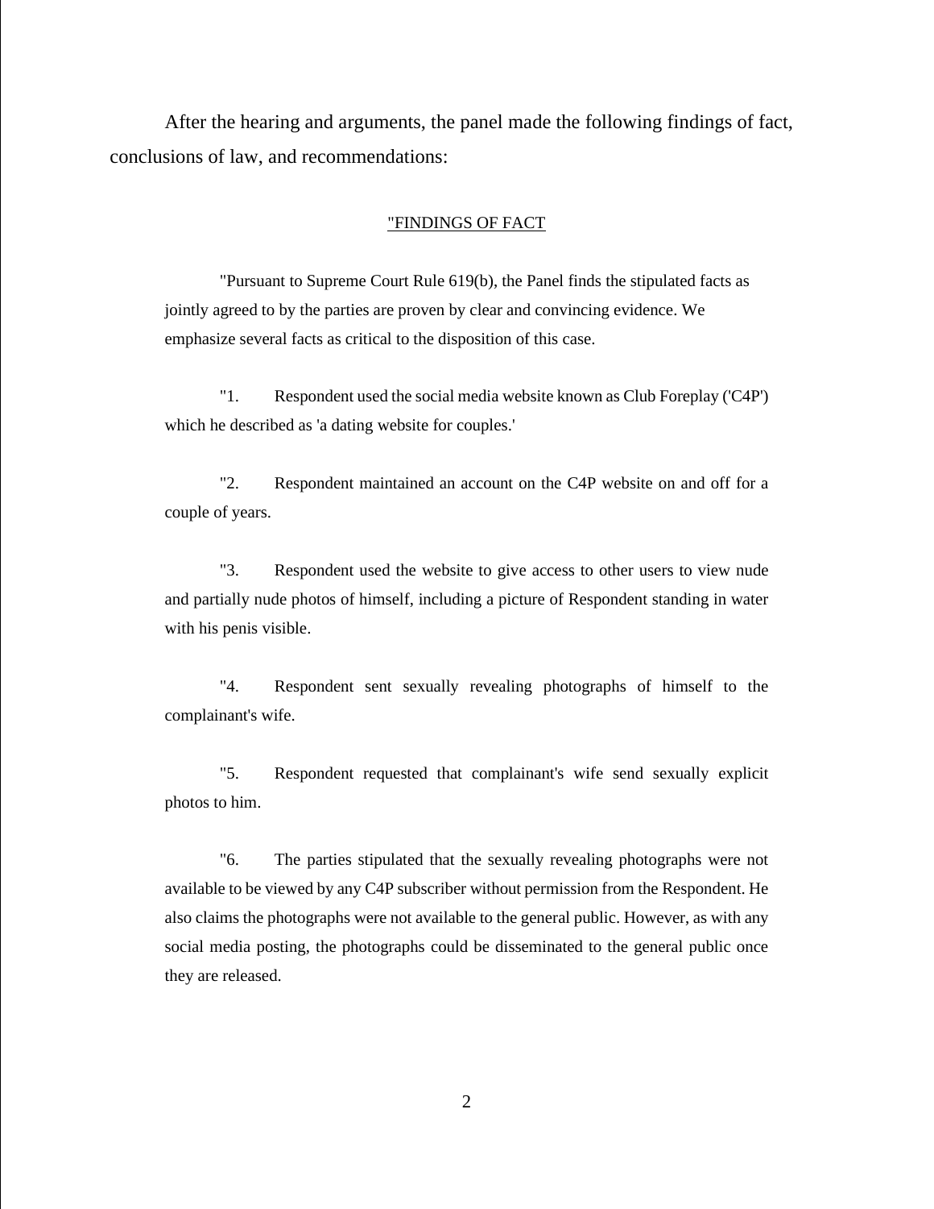After the hearing and arguments, the panel made the following findings of fact, conclusions of law, and recommendations:

"FINDINGS OF FACT

"Pursuant to Supreme Court Rule 619(b), the Panel finds the stipulated facts as jointly agreed to by the parties are proven by clear and convincing evidence. We emphasize several facts as critical to the disposition of this case.

"1. Respondent used the social media website known as Club Foreplay ('C4P') which he described as 'a dating website for couples.'

"2. Respondent maintained an account on the C4P website on and off for a couple of years.

"3. Respondent used the website to give access to other users to view nude and partially nude photos of himself, including a picture of Respondent standing in water with his penis visible.

"4. Respondent sent sexually revealing photographs of himself to the complainant's wife.

"5. Respondent requested that complainant's wife send sexually explicit photos to him.

"6. The parties stipulated that the sexually revealing photographs were not available to be viewed by any C4P subscriber without permission from the Respondent. He also claims the photographs were not available to the general public. However, as with any social media posting, the photographs could be disseminated to the general public once they are released.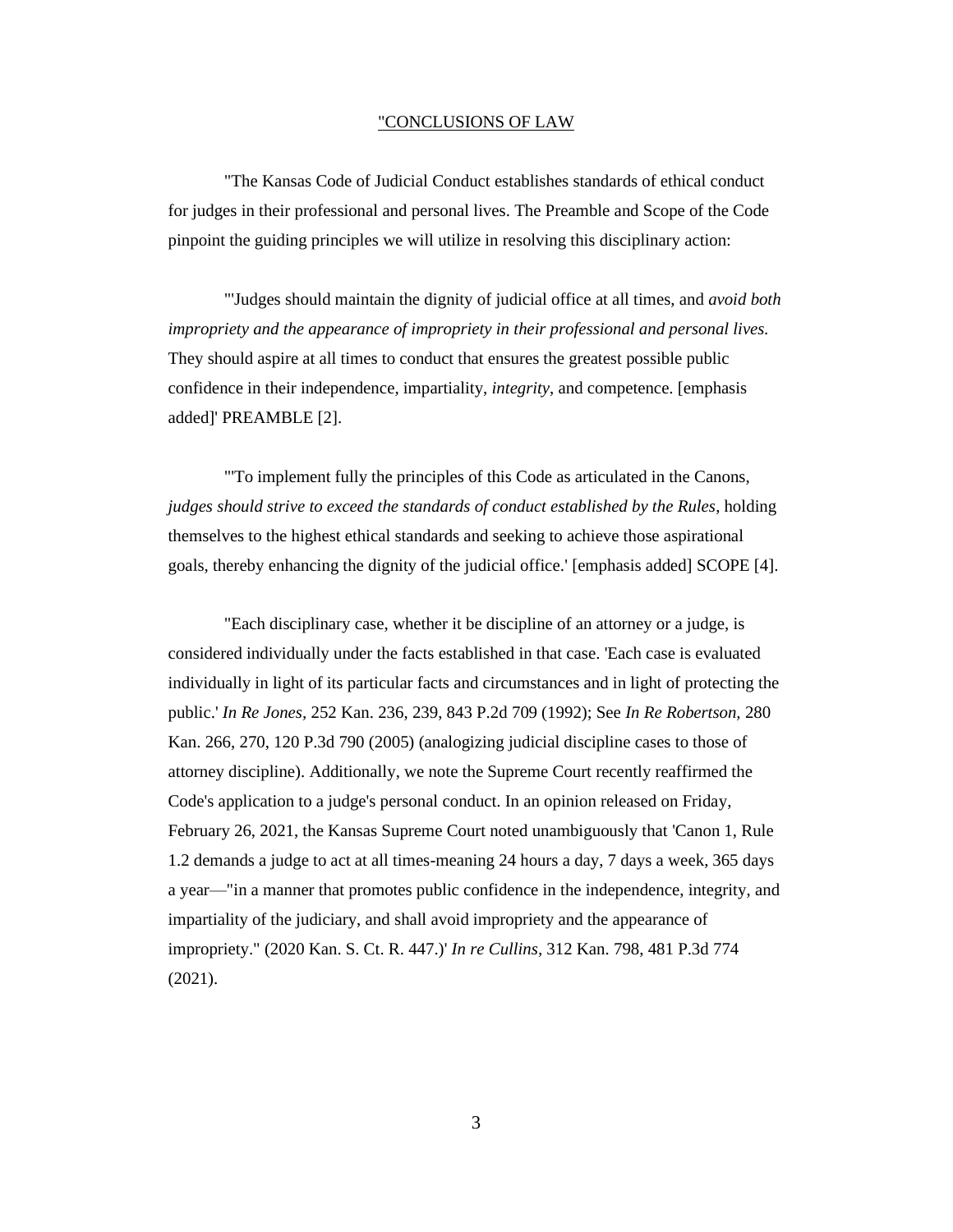"CONCLUSIONS OF LAW

"The Kansas Code of Judicial Conduct establishes standards of ethical conduct for judges in their professional and personal lives. The Preamble and Scope of the Code pinpoint the guiding principles we will utilize in resolving this disciplinary action:

"'Judges should maintain the dignity of judicial office at all times, and *avoid both impropriety and the appearance of impropriety in their professional and personal lives.* They should aspire at all times to conduct that ensures the greatest possible public confidence in their independence, impartiality, *integrity*, and competence. [emphasis added]' PREAMBLE [2].

"'To implement fully the principles of this Code as articulated in the Canons, *judges should strive to exceed the standards of conduct established by the Rules*, holding themselves to the highest ethical standards and seeking to achieve those aspirational goals, thereby enhancing the dignity of the judicial office.' [emphasis added] SCOPE [4].

"Each disciplinary case, whether it be discipline of an attorney or a judge, is considered individually under the facts established in that case. 'Each case is evaluated individually in light of its particular facts and circumstances and in light of protecting the public.' *In Re Jones*, 252 Kan. 236, 239, 843 P.2d 709 (1992); See *In Re Robertson,* 280 Kan. 266, 270, 120 P.3d 790 (2005) (analogizing judicial discipline cases to those of attorney discipline). Additionally, we note the Supreme Court recently reaffirmed the Code's application to a judge's personal conduct. In an opinion released on Friday, February 26, 2021, the Kansas Supreme Court noted unambiguously that 'Canon 1, Rule 1.2 demands a judge to act at all times-meaning 24 hours a day, 7 days a week, 365 days a year—"in a manner that promotes public confidence in the independence, integrity, and impartiality of the judiciary, and shall avoid impropriety and the appearance of impropriety." (2020 Kan. S. Ct. R. 447.)' *In re Cullins*, 312 Kan. 798, 481 P.3d 774 (2021).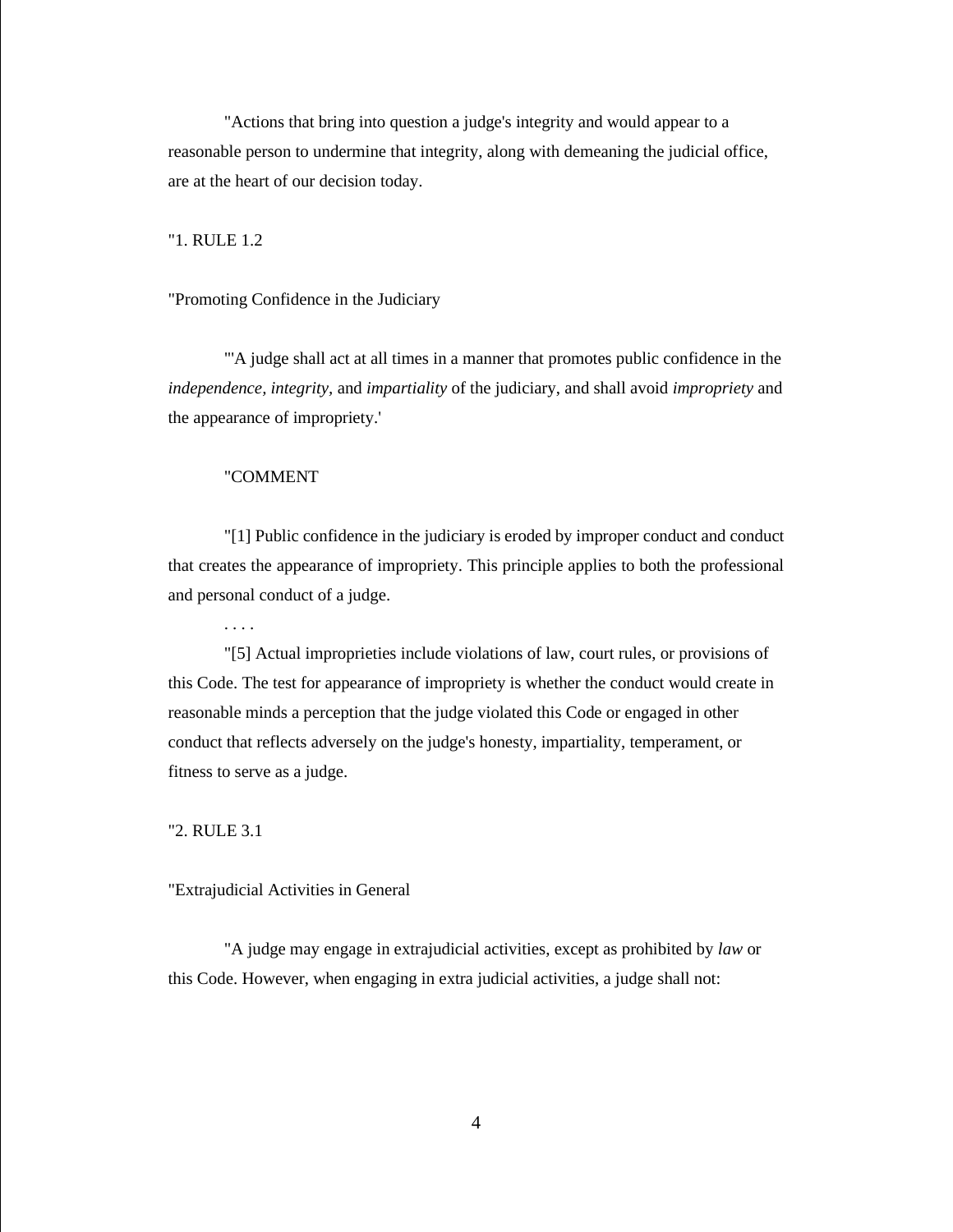"Actions that bring into question a judge's integrity and would appear to a reasonable person to undermine that integrity, along with demeaning the judicial office, are at the heart of our decision today.

"1. RULE 1.2

"Promoting Confidence in the Judiciary

"'A judge shall act at all times in a manner that promotes public confidence in the *independence*, *integrity*, and *impartiality* of the judiciary, and shall avoid *impropriety* and the appearance of impropriety.'

"COMMENT

"[1] Public confidence in the judiciary is eroded by improper conduct and conduct that creates the appearance of impropriety. This principle applies to both the professional and personal conduct of a judge.

. . . .

"[5] Actual improprieties include violations of law, court rules, or provisions of this Code. The test for appearance of impropriety is whether the conduct would create in reasonable minds a perception that the judge violated this Code or engaged in other conduct that reflects adversely on the judge's honesty, impartiality, temperament, or fitness to serve as a judge.

"2. RULE 3.1

"Extrajudicial Activities in General

"A judge may engage in extrajudicial activities, except as prohibited by *law* or this Code. However, when engaging in extra judicial activities, a judge shall not: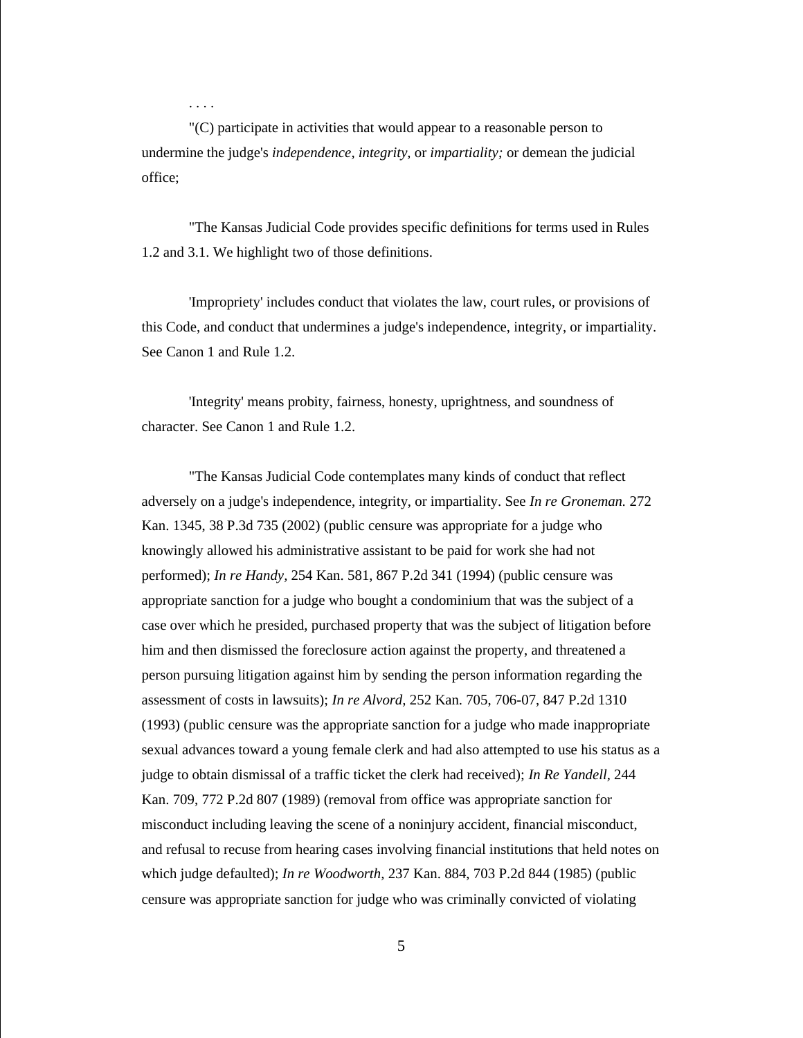. . . .

"(C) participate in activities that would appear to a reasonable person to undermine the judge's *independence, integrity,* or *impartiality;* or demean the judicial office;

"The Kansas Judicial Code provides specific definitions for terms used in Rules 1.2 and 3.1. We highlight two of those definitions.

'Impropriety' includes conduct that violates the law, court rules, or provisions of this Code, and conduct that undermines a judge's independence, integrity, or impartiality. See Canon 1 and Rule 1.2.

'Integrity' means probity, fairness, honesty, uprightness, and soundness of character. See Canon 1 and Rule 1.2.

"The Kansas Judicial Code contemplates many kinds of conduct that reflect adversely on a judge's independence, integrity, or impartiality. See *In re Groneman.* 272 Kan. 1345, 38 P.3d 735 (2002) (public censure was appropriate for a judge who knowingly allowed his administrative assistant to be paid for work she had not performed); *In re Handy,* 254 Kan. 581, 867 P.2d 341 (1994) (public censure was appropriate sanction for a judge who bought a condominium that was the subject of a case over which he presided, purchased property that was the subject of litigation before him and then dismissed the foreclosure action against the property, and threatened a person pursuing litigation against him by sending the person information regarding the assessment of costs in lawsuits); *In re Alvord,* 252 Kan. 705, 706-07, 847 P.2d 1310 (1993) (public censure was the appropriate sanction for a judge who made inappropriate sexual advances toward a young female clerk and had also attempted to use his status as a judge to obtain dismissal of a traffic ticket the clerk had received); *In Re Yandell,* 244 Kan. 709, 772 P.2d 807 (1989) (removal from office was appropriate sanction for misconduct including leaving the scene of a noninjury accident, financial misconduct, and refusal to recuse from hearing cases involving financial institutions that held notes on which judge defaulted); *In re Woodworth,* 237 Kan. 884, 703 P.2d 844 (1985) (public censure was appropriate sanction for judge who was criminally convicted of violating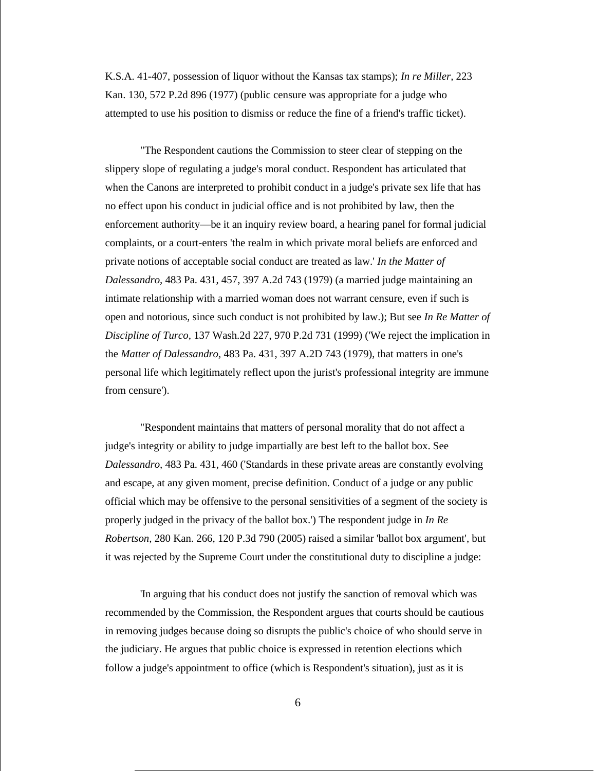K.S.A. 41-407, possession of liquor without the Kansas tax stamps); *In re Miller,* 223 Kan. 130, 572 P.2d 896 (1977) (public censure was appropriate for a judge who attempted to use his position to dismiss or reduce the fine of a friend's traffic ticket).

"The Respondent cautions the Commission to steer clear of stepping on the slippery slope of regulating a judge's moral conduct. Respondent has articulated that when the Canons are interpreted to prohibit conduct in a judge's private sex life that has no effect upon his conduct in judicial office and is not prohibited by law, then the enforcement authority—be it an inquiry review board, a hearing panel for formal judicial complaints, or a court-enters 'the realm in which private moral beliefs are enforced and private notions of acceptable social conduct are treated as law.' *In the Matter of Dalessandro,* 483 Pa. 431, 457, 397 A.2d 743 (1979) (a married judge maintaining an intimate relationship with a married woman does not warrant censure, even if such is open and notorious, since such conduct is not prohibited by law.); But see *In Re Matter of Discipline of Turco,* 137 Wash.2d 227, 970 P.2d 731 (1999) ('We reject the implication in the *Matter of Dalessandro,* 483 Pa. 431, 397 A.2D 743 (1979), that matters in one's personal life which legitimately reflect upon the jurist's professional integrity are immune from censure').

"Respondent maintains that matters of personal morality that do not affect a judge's integrity or ability to judge impartially are best left to the ballot box. See *Dalessandro,* 483 Pa. 431, 460 ('Standards in these private areas are constantly evolving and escape, at any given moment, precise definition. Conduct of a judge or any public official which may be offensive to the personal sensitivities of a segment of the society is properly judged in the privacy of the ballot box.') The respondent judge in *In Re Robertson,* 280 Kan. 266, 120 P.3d 790 (2005) raised a similar 'ballot box argument', but it was rejected by the Supreme Court under the constitutional duty to discipline a judge:

'In arguing that his conduct does not justify the sanction of removal which was recommended by the Commission, the Respondent argues that courts should be cautious in removing judges because doing so disrupts the public's choice of who should serve in the judiciary. He argues that public choice is expressed in retention elections which follow a judge's appointment to office (which is Respondent's situation), just as it is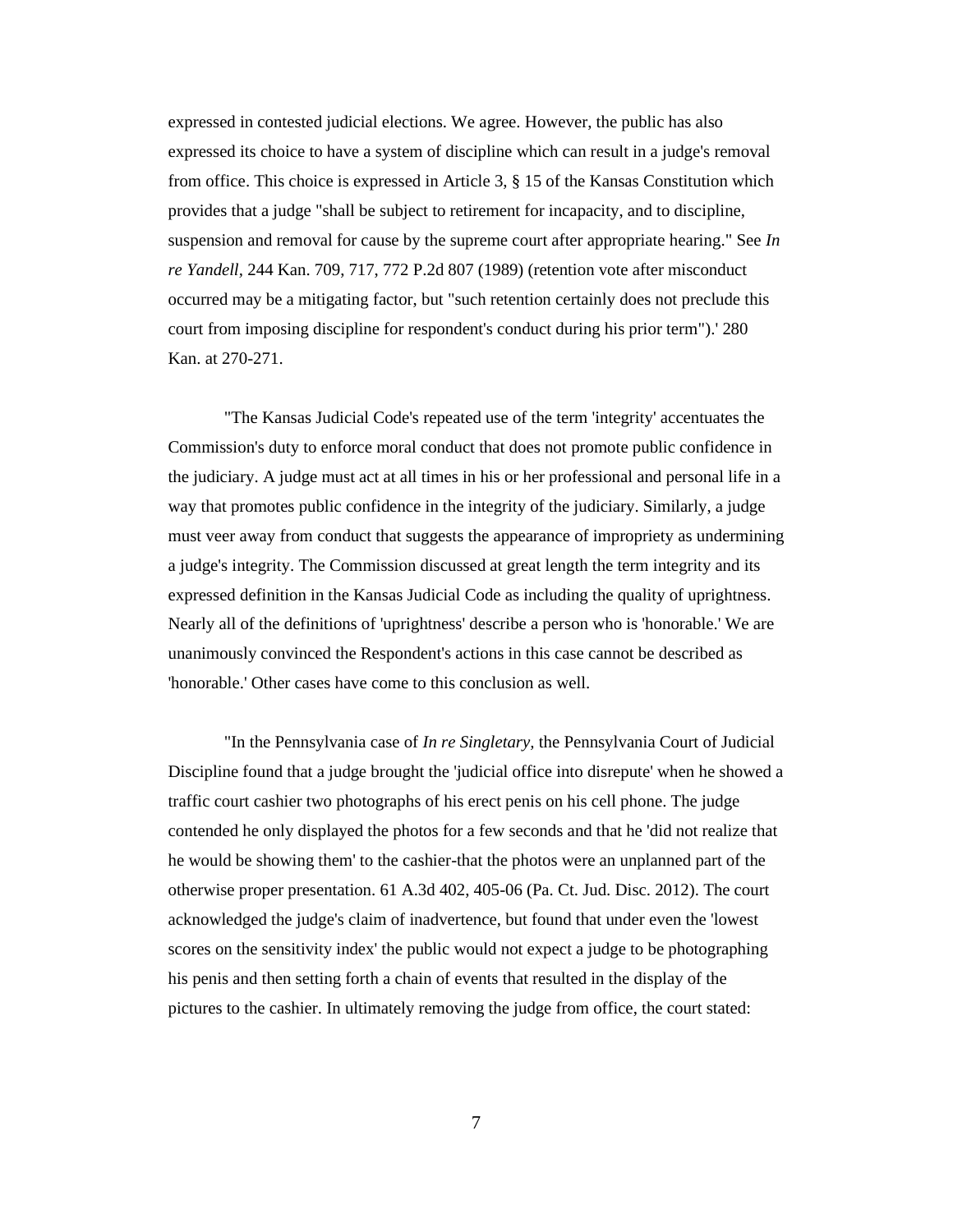expressed in contested judicial elections. We agree. However, the public has also expressed its choice to have a system of discipline which can result in a judge's removal from office. This choice is expressed in Article 3, § 15 of the Kansas Constitution which provides that a judge "shall be subject to retirement for incapacity, and to discipline, suspension and removal for cause by the supreme court after appropriate hearing." See *In re Yandell*, 244 Kan. 709, 717, 772 P.2d 807 (1989) (retention vote after misconduct occurred may be a mitigating factor, but "such retention certainly does not preclude this court from imposing discipline for respondent's conduct during his prior term").' 280 Kan. at 270-271.

"The Kansas Judicial Code's repeated use of the term 'integrity' accentuates the Commission's duty to enforce moral conduct that does not promote public confidence in the judiciary. A judge must act at all times in his or her professional and personal life in a way that promotes public confidence in the integrity of the judiciary. Similarly, a judge must veer away from conduct that suggests the appearance of impropriety as undermining a judge's integrity. The Commission discussed at great length the term integrity and its expressed definition in the Kansas Judicial Code as including the quality of uprightness. Nearly all of the definitions of 'uprightness' describe a person who is 'honorable.' We are unanimously convinced the Respondent's actions in this case cannot be described as 'honorable.' Other cases have come to this conclusion as well.

"In the Pennsylvania case of *In re Singletary,* the Pennsylvania Court of Judicial Discipline found that a judge brought the 'judicial office into disrepute' when he showed a traffic court cashier two photographs of his erect penis on his cell phone. The judge contended he only displayed the photos for a few seconds and that he 'did not realize that he would be showing them' to the cashier-that the photos were an unplanned part of the otherwise proper presentation. 61 A.3d 402, 405-06 (Pa. Ct. Jud. Disc. 2012). The court acknowledged the judge's claim of inadvertence, but found that under even the 'lowest scores on the sensitivity index' the public would not expect a judge to be photographing his penis and then setting forth a chain of events that resulted in the display of the pictures to the cashier. In ultimately removing the judge from office, the court stated: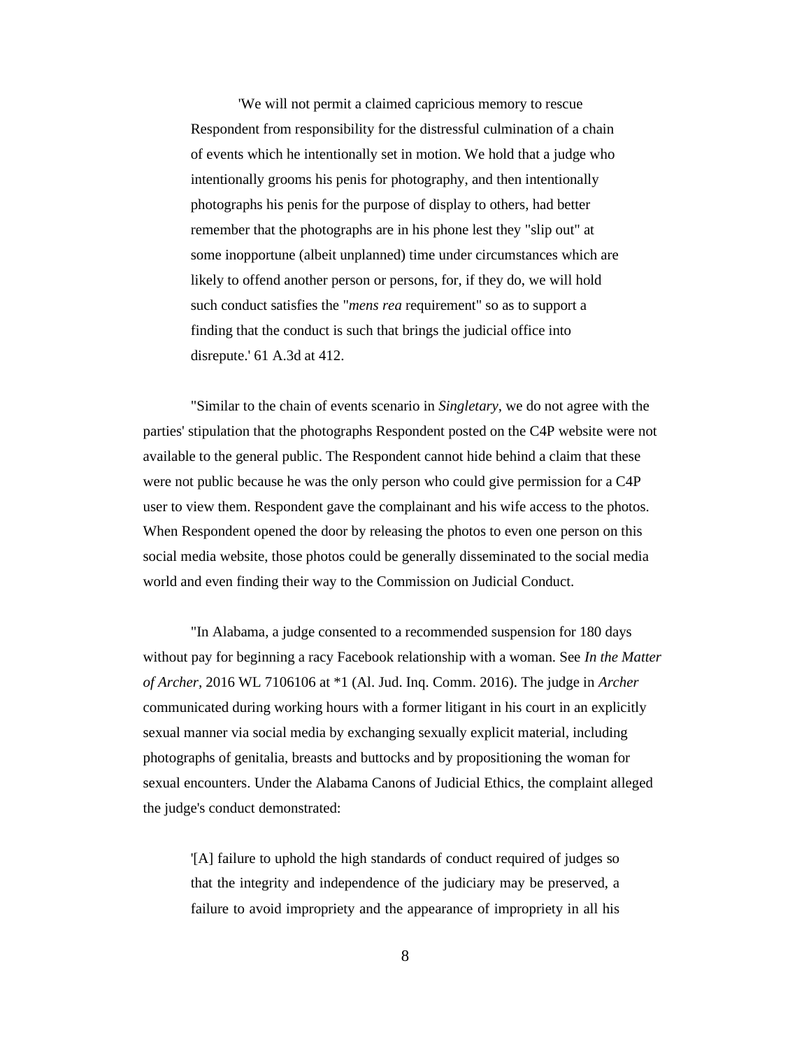> 'We will not permit a claimed capricious memory to rescue Respondent from responsibility for the distressful culmination of a chain of events which he intentionally set in motion. We hold that a judge who intentionally grooms his penis for photography, and then intentionally photographs his penis for the purpose of display to others, had better remember that the photographs are in his phone lest they "slip out" at some inopportune (albeit unplanned) time under circumstances which are likely to offend another person or persons, for, if they do, we will hold such conduct satisfies the "*mens rea* requirement" so as to support a finding that the conduct is such that brings the judicial office into disrepute.' 61 A.3d at 412.

"Similar to the chain of events scenario in *Singletary*, we do not agree with the parties' stipulation that the photographs Respondent posted on the C4P website were not available to the general public. The Respondent cannot hide behind a claim that these were not public because he was the only person who could give permission for a C4P user to view them. Respondent gave the complainant and his wife access to the photos. When Respondent opened the door by releasing the photos to even one person on this social media website, those photos could be generally disseminated to the social media world and even finding their way to the Commission on Judicial Conduct.

"In Alabama, a judge consented to a recommended suspension for 180 days without pay for beginning a racy Facebook relationship with a woman. See *In the Matter of Archer*, 2016 WL 7106106 at *1 (Al. Jud. Inq. Comm. 2016). The judge in *Archer* communicated during working hours with a former litigant in his court in an explicitly sexual manner via social media by exchanging sexually explicit material, including photographs of genitalia, breasts and buttocks and by propositioning the woman for sexual encounters. Under the Alabama Canons of Judicial Ethics, the complaint alleged the judge's conduct demonstrated:

> '[A] failure to uphold the high standards of conduct required of judges so that the integrity and independence of the judiciary may be preserved, a failure to avoid impropriety and the appearance of impropriety in all his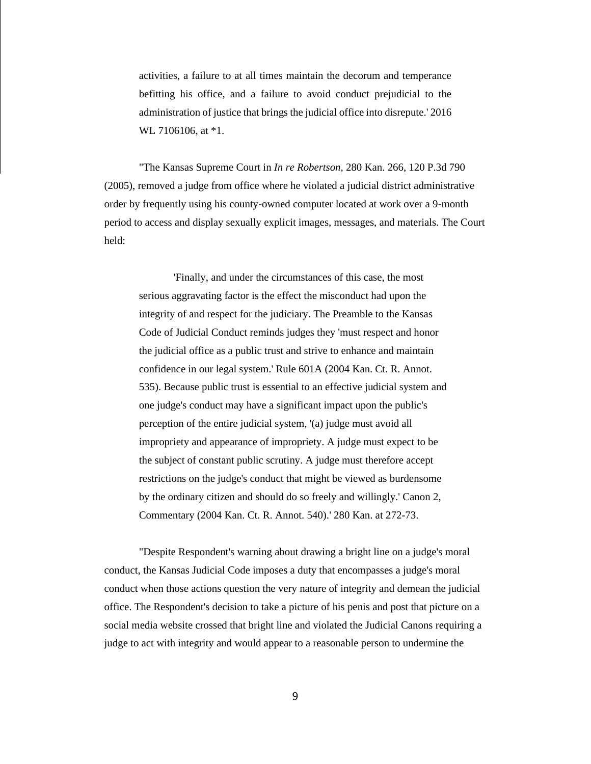activities, a failure to at all times maintain the decorum and temperance befitting his office, and a failure to avoid conduct prejudicial to the administration of justice that brings the judicial office into disrepute.' 2016 WL 7106106, at *1.

"The Kansas Supreme Court in *In re Robertson*, 280 Kan. 266, 120 P.3d 790 (2005), removed a judge from office where he violated a judicial district administrative order by frequently using his county-owned computer located at work over a 9-month period to access and display sexually explicit images, messages, and materials. The Court held:

> 'Finally, and under the circumstances of this case, the most serious aggravating factor is the effect the misconduct had upon the integrity of and respect for the judiciary. The Preamble to the Kansas Code of Judicial Conduct reminds judges they 'must respect and honor the judicial office as a public trust and strive to enhance and maintain confidence in our legal system.' Rule 601A (2004 Kan. Ct. R. Annot. 535). Because public trust is essential to an effective judicial system and one judge's conduct may have a significant impact upon the public's perception of the entire judicial system, '(a) judge must avoid all impropriety and appearance of impropriety. A judge must expect to be the subject of constant public scrutiny. A judge must therefore accept restrictions on the judge's conduct that might be viewed as burdensome by the ordinary citizen and should do so freely and willingly.' Canon 2, Commentary (2004 Kan. Ct. R. Annot. 540).' 280 Kan. at 272-73.

"Despite Respondent's warning about drawing a bright line on a judge's moral conduct, the Kansas Judicial Code imposes a duty that encompasses a judge's moral conduct when those actions question the very nature of integrity and demean the judicial office. The Respondent's decision to take a picture of his penis and post that picture on a social media website crossed that bright line and violated the Judicial Canons requiring a judge to act with integrity and would appear to a reasonable person to undermine the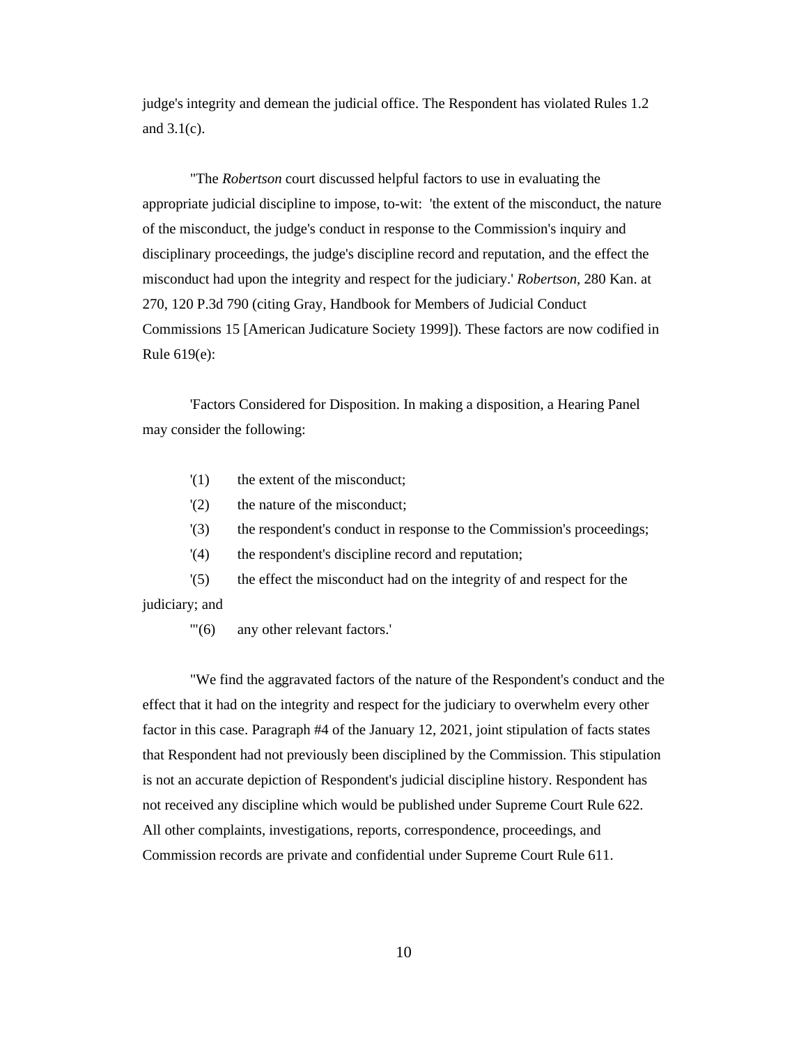judge's integrity and demean the judicial office. The Respondent has violated Rules 1.2 and 3.1(c).

"The *Robertson* court discussed helpful factors to use in evaluating the appropriate judicial discipline to impose, to-wit: 'the extent of the misconduct, the nature of the misconduct, the judge's conduct in response to the Commission's inquiry and disciplinary proceedings, the judge's discipline record and reputation, and the effect the misconduct had upon the integrity and respect for the judiciary.' *Robertson*, 280 Kan. at 270, 120 P.3d 790 (citing Gray, Handbook for Members of Judicial Conduct Commissions 15 [American Judicature Society 1999]). These factors are now codified in Rule 619(e):

'Factors Considered for Disposition. In making a disposition, a Hearing Panel may consider the following:

'(1) the extent of the misconduct;

'(2) the nature of the misconduct;

'(3) the respondent's conduct in response to the Commission's proceedings;

'(4) the respondent's discipline record and reputation;

'(5) the effect the misconduct had on the integrity of and respect for the judiciary; and

"'(6) any other relevant factors.'

"We find the aggravated factors of the nature of the Respondent's conduct and the effect that it had on the integrity and respect for the judiciary to overwhelm every other factor in this case. Paragraph #4 of the January 12, 2021, joint stipulation of facts states that Respondent had not previously been disciplined by the Commission. This stipulation is not an accurate depiction of Respondent's judicial discipline history. Respondent has not received any discipline which would be published under Supreme Court Rule 622. All other complaints, investigations, reports, correspondence, proceedings, and Commission records are private and confidential under Supreme Court Rule 611.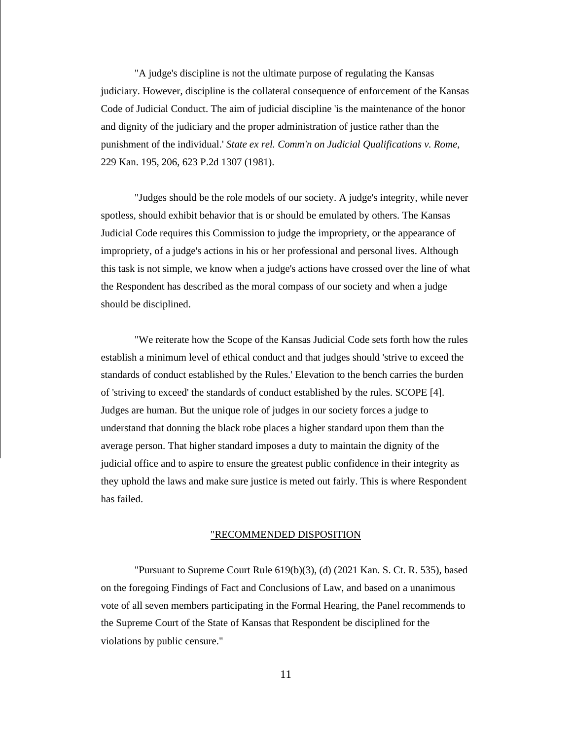"A judge's discipline is not the ultimate purpose of regulating the Kansas judiciary. However, discipline is the collateral consequence of enforcement of the Kansas Code of Judicial Conduct. The aim of judicial discipline 'is the maintenance of the honor and dignity of the judiciary and the proper administration of justice rather than the punishment of the individual.' *State ex rel. Comm'n on Judicial Qualifications v. Rome,* 229 Kan. 195, 206, 623 P.2d 1307 (1981).

"Judges should be the role models of our society. A judge's integrity, while never spotless, should exhibit behavior that is or should be emulated by others. The Kansas Judicial Code requires this Commission to judge the impropriety, or the appearance of impropriety, of a judge's actions in his or her professional and personal lives. Although this task is not simple, we know when a judge's actions have crossed over the line of what the Respondent has described as the moral compass of our society and when a judge should be disciplined.

"We reiterate how the Scope of the Kansas Judicial Code sets forth how the rules establish a minimum level of ethical conduct and that judges should 'strive to exceed the standards of conduct established by the Rules.' Elevation to the bench carries the burden of 'striving to exceed' the standards of conduct established by the rules. SCOPE [4]. Judges are human. But the unique role of judges in our society forces a judge to understand that donning the black robe places a higher standard upon them than the average person. That higher standard imposes a duty to maintain the dignity of the judicial office and to aspire to ensure the greatest public confidence in their integrity as they uphold the laws and make sure justice is meted out fairly. This is where Respondent has failed.

"RECOMMENDED DISPOSITION

"Pursuant to Supreme Court Rule 619(b)(3), (d) (2021 Kan. S. Ct. R. 535), based on the foregoing Findings of Fact and Conclusions of Law, and based on a unanimous vote of all seven members participating in the Formal Hearing, the Panel recommends to the Supreme Court of the State of Kansas that Respondent be disciplined for the violations by public censure."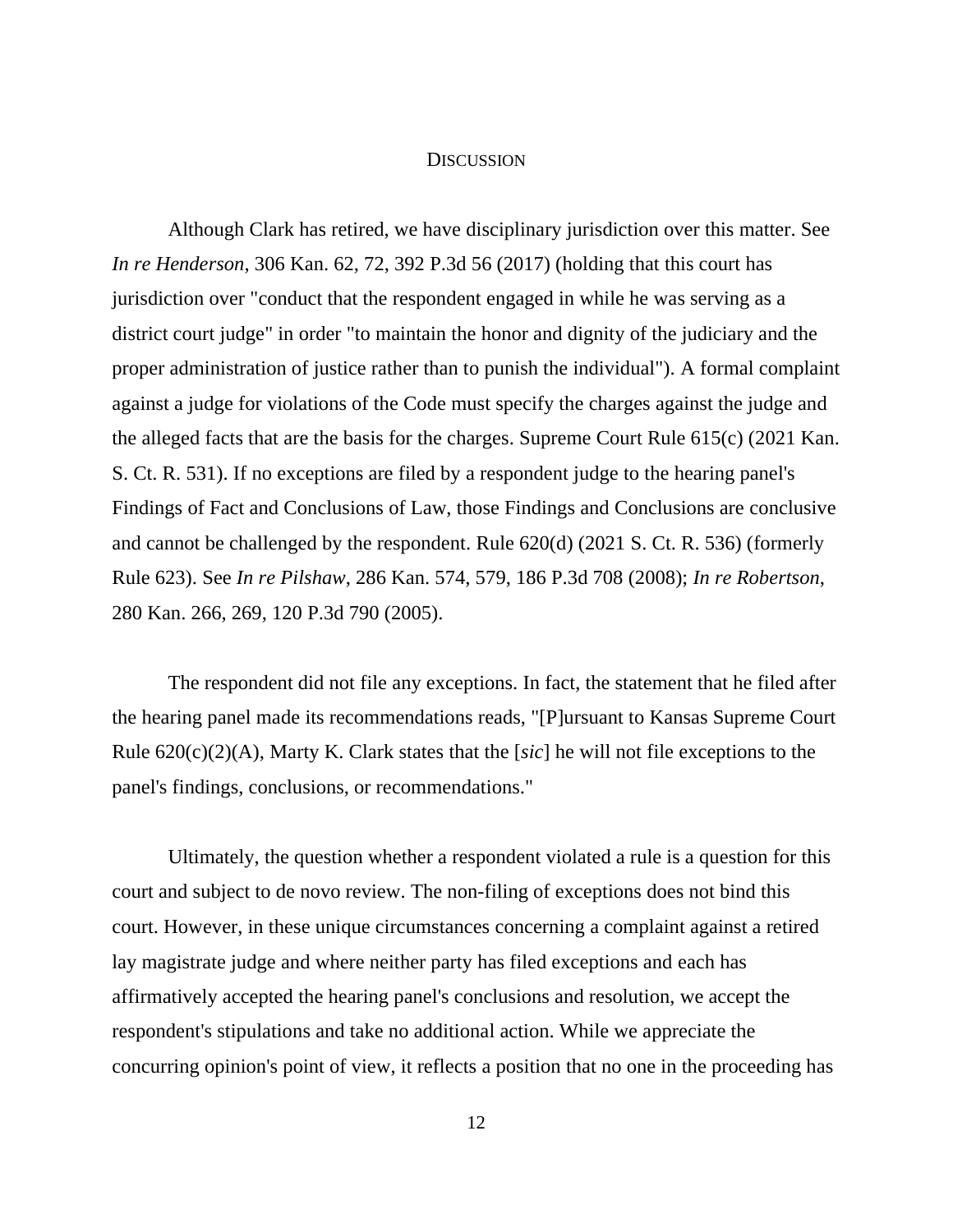## DISCUSSION

Although Clark has retired, we have disciplinary jurisdiction over this matter. See *In re Henderson*, 306 Kan. 62, 72, 392 P.3d 56 (2017) (holding that this court has jurisdiction over "conduct that the respondent engaged in while he was serving as a district court judge" in order "to maintain the honor and dignity of the judiciary and the proper administration of justice rather than to punish the individual"). A formal complaint against a judge for violations of the Code must specify the charges against the judge and the alleged facts that are the basis for the charges. Supreme Court Rule 615(c) (2021 Kan. S. Ct. R. 531). If no exceptions are filed by a respondent judge to the hearing panel's Findings of Fact and Conclusions of Law, those Findings and Conclusions are conclusive and cannot be challenged by the respondent. Rule 620(d) (2021 S. Ct. R. 536) (formerly Rule 623). See *In re Pilshaw*, 286 Kan. 574, 579, 186 P.3d 708 (2008); *In re Robertson*, 280 Kan. 266, 269, 120 P.3d 790 (2005).

The respondent did not file any exceptions. In fact, the statement that he filed after the hearing panel made its recommendations reads, "[P]ursuant to Kansas Supreme Court Rule 620(c)(2)(A), Marty K. Clark states that the [*sic*] he will not file exceptions to the panel's findings, conclusions, or recommendations."

Ultimately, the question whether a respondent violated a rule is a question for this court and subject to de novo review. The non-filing of exceptions does not bind this court. However, in these unique circumstances concerning a complaint against a retired lay magistrate judge and where neither party has filed exceptions and each has affirmatively accepted the hearing panel's conclusions and resolution, we accept the respondent's stipulations and take no additional action. While we appreciate the concurring opinion's point of view, it reflects a position that no one in the proceeding has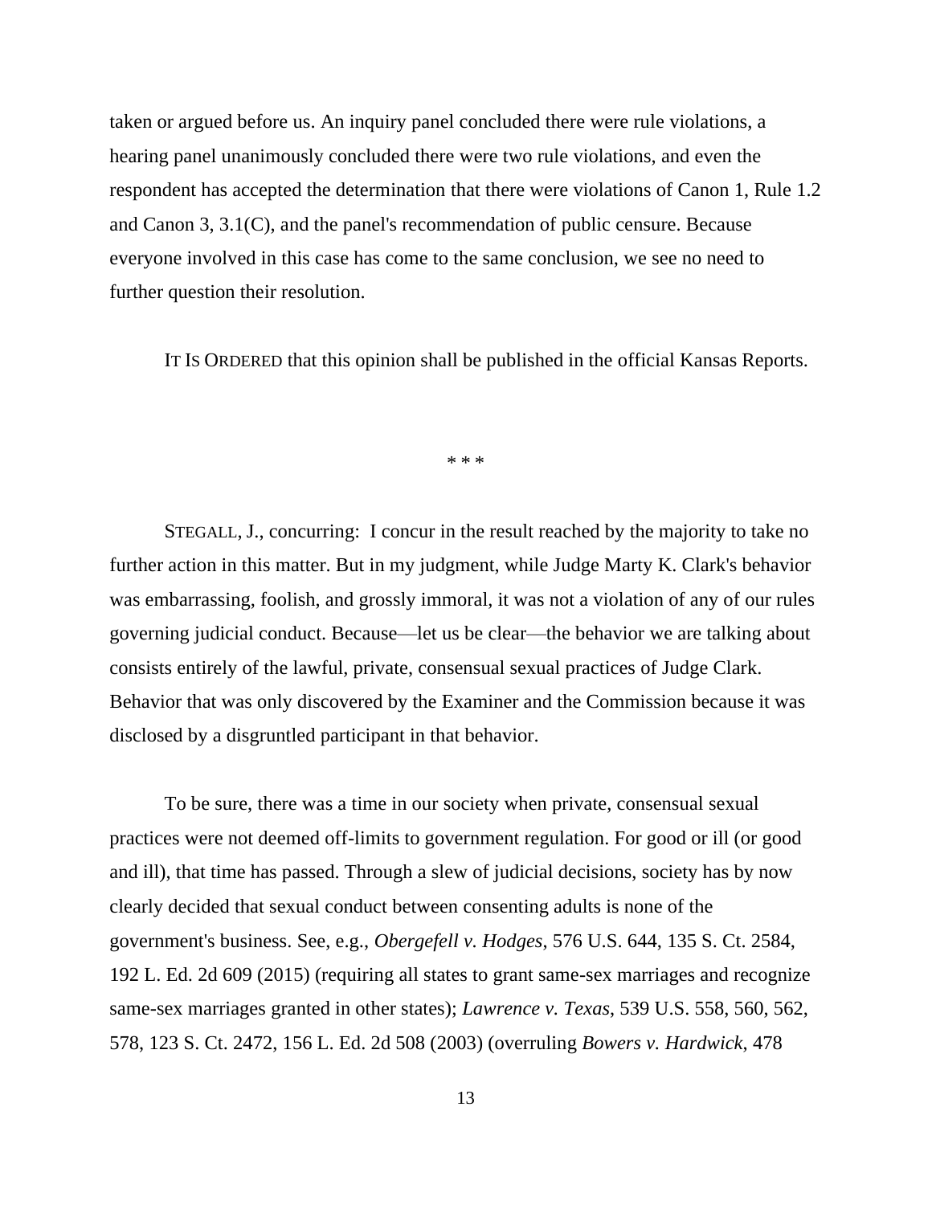taken or argued before us. An inquiry panel concluded there were rule violations, a hearing panel unanimously concluded there were two rule violations, and even the respondent has accepted the determination that there were violations of Canon 1, Rule 1.2 and Canon 3, 3.1(C), and the panel's recommendation of public censure. Because everyone involved in this case has come to the same conclusion, we see no need to further question their resolution.

IT IS ORDERED that this opinion shall be published in the official Kansas Reports.

\* \* \*

STEGALL, J., concurring: I concur in the result reached by the majority to take no further action in this matter. But in my judgment, while Judge Marty K. Clark's behavior was embarrassing, foolish, and grossly immoral, it was not a violation of any of our rules governing judicial conduct. Because—let us be clear—the behavior we are talking about consists entirely of the lawful, private, consensual sexual practices of Judge Clark. Behavior that was only discovered by the Examiner and the Commission because it was disclosed by a disgruntled participant in that behavior.

To be sure, there was a time in our society when private, consensual sexual practices were not deemed off-limits to government regulation. For good or ill (or good and ill), that time has passed. Through a slew of judicial decisions, society has by now clearly decided that sexual conduct between consenting adults is none of the government's business. See, e.g., *Obergefell v. Hodges*, 576 U.S. 644, 135 S. Ct. 2584, 192 L. Ed. 2d 609 (2015) (requiring all states to grant same-sex marriages and recognize same-sex marriages granted in other states); *Lawrence v. Texas*, 539 U.S. 558, 560, 562, 578, 123 S. Ct. 2472, 156 L. Ed. 2d 508 (2003) (overruling *Bowers v. Hardwick*, 478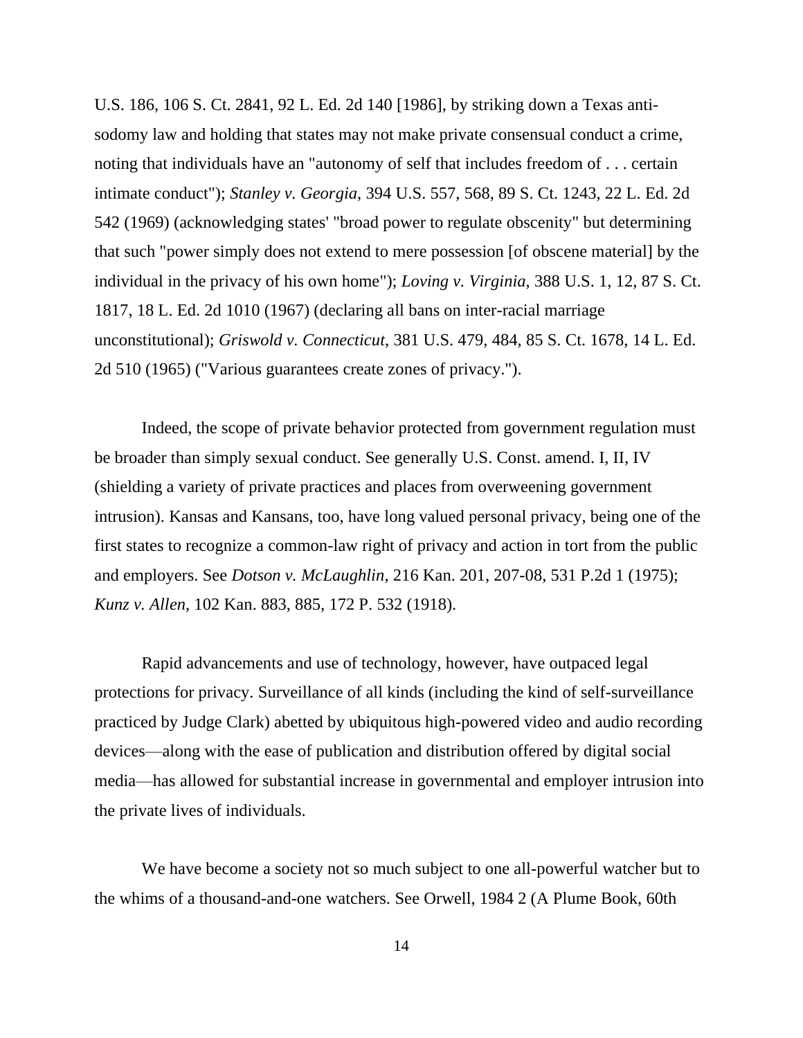U.S. 186, 106 S. Ct. 2841, 92 L. Ed. 2d 140 [1986], by striking down a Texas anti-sodomy law and holding that states may not make private consensual conduct a crime, noting that individuals have an "autonomy of self that includes freedom of . . . certain intimate conduct"); *Stanley v. Georgia*, 394 U.S. 557, 568, 89 S. Ct. 1243, 22 L. Ed. 2d 542 (1969) (acknowledging states' "broad power to regulate obscenity" but determining that such "power simply does not extend to mere possession [of obscene material] by the individual in the privacy of his own home"); *Loving v. Virginia*, 388 U.S. 1, 12, 87 S. Ct. 1817, 18 L. Ed. 2d 1010 (1967) (declaring all bans on inter-racial marriage unconstitutional); *Griswold v. Connecticut*, 381 U.S. 479, 484, 85 S. Ct. 1678, 14 L. Ed. 2d 510 (1965) ("Various guarantees create zones of privacy.").

Indeed, the scope of private behavior protected from government regulation must be broader than simply sexual conduct. See generally U.S. Const. amend. I, II, IV (shielding a variety of private practices and places from overweening government intrusion). Kansas and Kansans, too, have long valued personal privacy, being one of the first states to recognize a common-law right of privacy and action in tort from the public and employers. See *Dotson v. McLaughlin*, 216 Kan. 201, 207-08, 531 P.2d 1 (1975); *Kunz v. Allen*, 102 Kan. 883, 885, 172 P. 532 (1918).

Rapid advancements and use of technology, however, have outpaced legal protections for privacy. Surveillance of all kinds (including the kind of self-surveillance practiced by Judge Clark) abetted by ubiquitous high-powered video and audio recording devices—along with the ease of publication and distribution offered by digital social media—has allowed for substantial increase in governmental and employer intrusion into the private lives of individuals.

We have become a society not so much subject to one all-powerful watcher but to the whims of a thousand-and-one watchers. See Orwell, 1984 2 (A Plume Book, 60th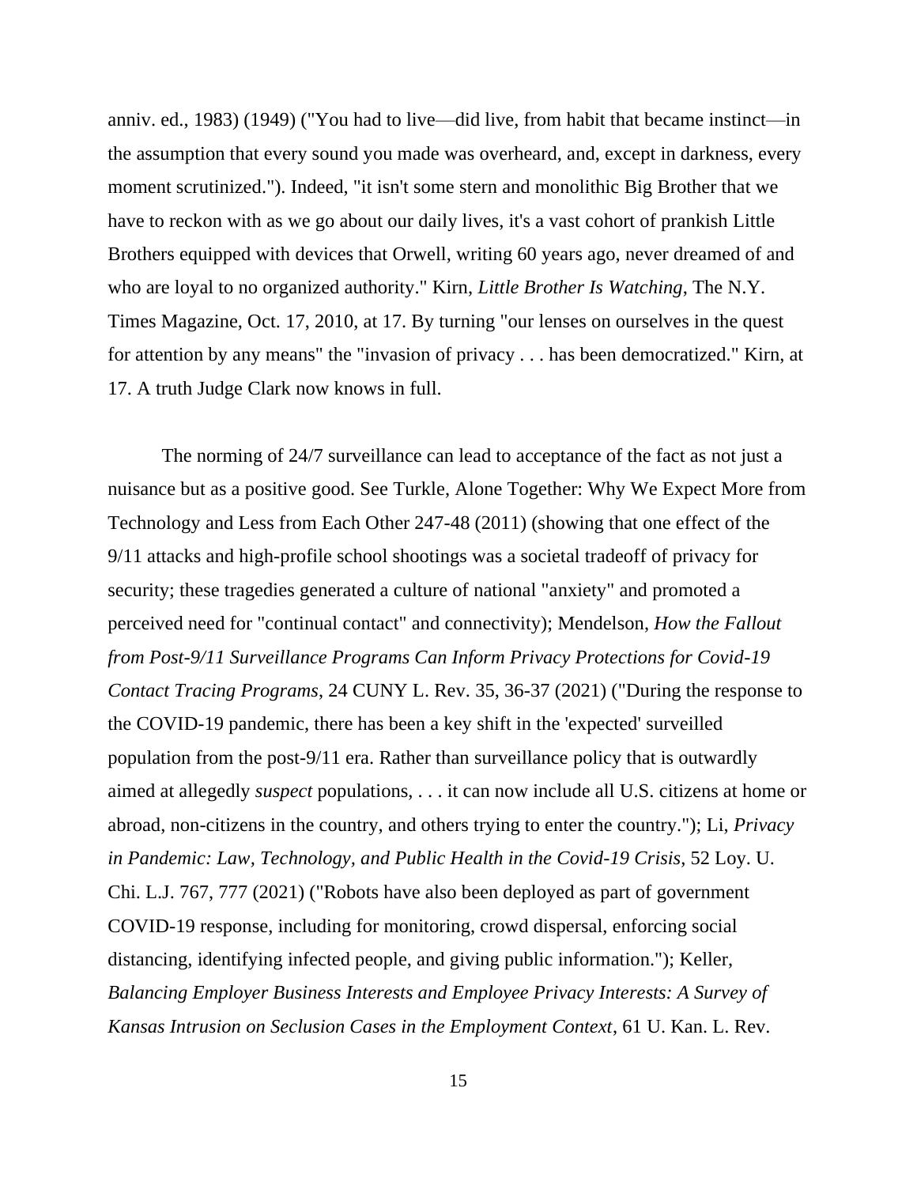anniv. ed., 1983) (1949) ("You had to live—did live, from habit that became instinct—in the assumption that every sound you made was overheard, and, except in darkness, every moment scrutinized."). Indeed, "it isn't some stern and monolithic Big Brother that we have to reckon with as we go about our daily lives, it's a vast cohort of prankish Little Brothers equipped with devices that Orwell, writing 60 years ago, never dreamed of and who are loyal to no organized authority." Kirn, *Little Brother Is Watching*, The N.Y. Times Magazine, Oct. 17, 2010, at 17. By turning "our lenses on ourselves in the quest for attention by any means" the "invasion of privacy . . . has been democratized." Kirn, at 17. A truth Judge Clark now knows in full.

The norming of 24/7 surveillance can lead to acceptance of the fact as not just a nuisance but as a positive good. See Turkle, Alone Together: Why We Expect More from Technology and Less from Each Other 247-48 (2011) (showing that one effect of the 9/11 attacks and high-profile school shootings was a societal tradeoff of privacy for security; these tragedies generated a culture of national "anxiety" and promoted a perceived need for "continual contact" and connectivity); Mendelson, *How the Fallout from Post-9/11 Surveillance Programs Can Inform Privacy Protections for Covid-19 Contact Tracing Programs*, 24 CUNY L. Rev. 35, 36-37 (2021) ("During the response to the COVID-19 pandemic, there has been a key shift in the 'expected' surveilled population from the post-9/11 era. Rather than surveillance policy that is outwardly aimed at allegedly *suspect* populations, . . . it can now include all U.S. citizens at home or abroad, non-citizens in the country, and others trying to enter the country."); Li, *Privacy in Pandemic: Law, Technology, and Public Health in the Covid-19 Crisis*, 52 Loy. U. Chi. L.J. 767, 777 (2021) ("Robots have also been deployed as part of government COVID-19 response, including for monitoring, crowd dispersal, enforcing social distancing, identifying infected people, and giving public information."); Keller, *Balancing Employer Business Interests and Employee Privacy Interests: A Survey of Kansas Intrusion on Seclusion Cases in the Employment Context*, 61 U. Kan. L. Rev.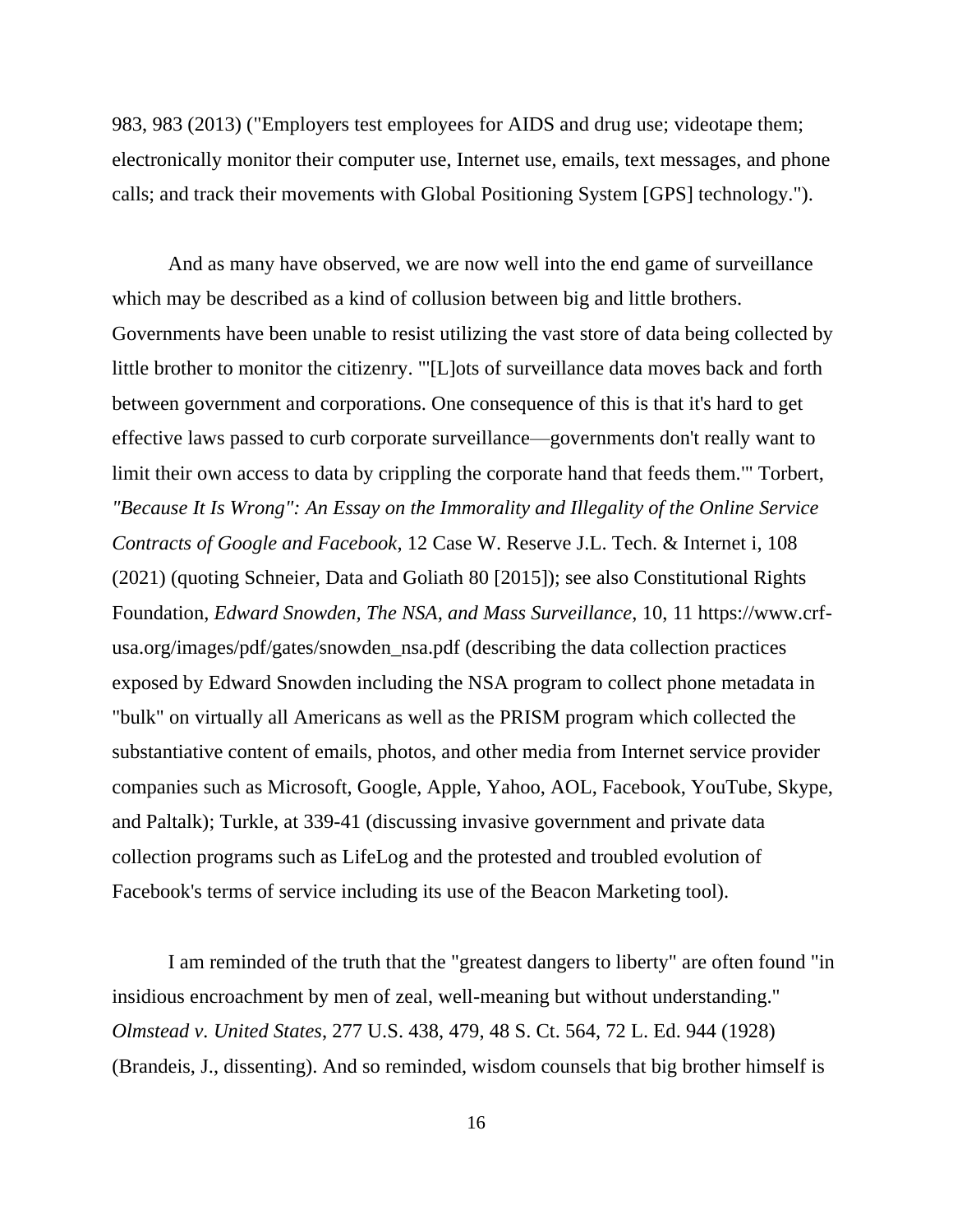983, 983 (2013) ("Employers test employees for AIDS and drug use; videotape them; electronically monitor their computer use, Internet use, emails, text messages, and phone calls; and track their movements with Global Positioning System [GPS] technology.").

And as many have observed, we are now well into the end game of surveillance which may be described as a kind of collusion between big and little brothers. Governments have been unable to resist utilizing the vast store of data being collected by little brother to monitor the citizenry. "'[L]ots of surveillance data moves back and forth between government and corporations. One consequence of this is that it's hard to get effective laws passed to curb corporate surveillance—governments don't really want to limit their own access to data by crippling the corporate hand that feeds them.'" Torbert, *"Because It Is Wrong": An Essay on the Immorality and Illegality of the Online Service Contracts of Google and Facebook*, 12 Case W. Reserve J.L. Tech. & Internet i, 108 (2021) (quoting Schneier, Data and Goliath 80 [2015]); see also Constitutional Rights Foundation, *Edward Snowden, The NSA, and Mass Surveillance*, 10, 11 https://www.crf-usa.org/images/pdf/gates/snowden_nsa.pdf (describing the data collection practices exposed by Edward Snowden including the NSA program to collect phone metadata in "bulk" on virtually all Americans as well as the PRISM program which collected the substantiative content of emails, photos, and other media from Internet service provider companies such as Microsoft, Google, Apple, Yahoo, AOL, Facebook, YouTube, Skype, and Paltalk); Turkle, at 339-41 (discussing invasive government and private data collection programs such as LifeLog and the protested and troubled evolution of Facebook's terms of service including its use of the Beacon Marketing tool).

I am reminded of the truth that the "greatest dangers to liberty" are often found "in insidious encroachment by men of zeal, well-meaning but without understanding." *Olmstead v. United States*, 277 U.S. 438, 479, 48 S. Ct. 564, 72 L. Ed. 944 (1928) (Brandeis, J., dissenting). And so reminded, wisdom counsels that big brother himself is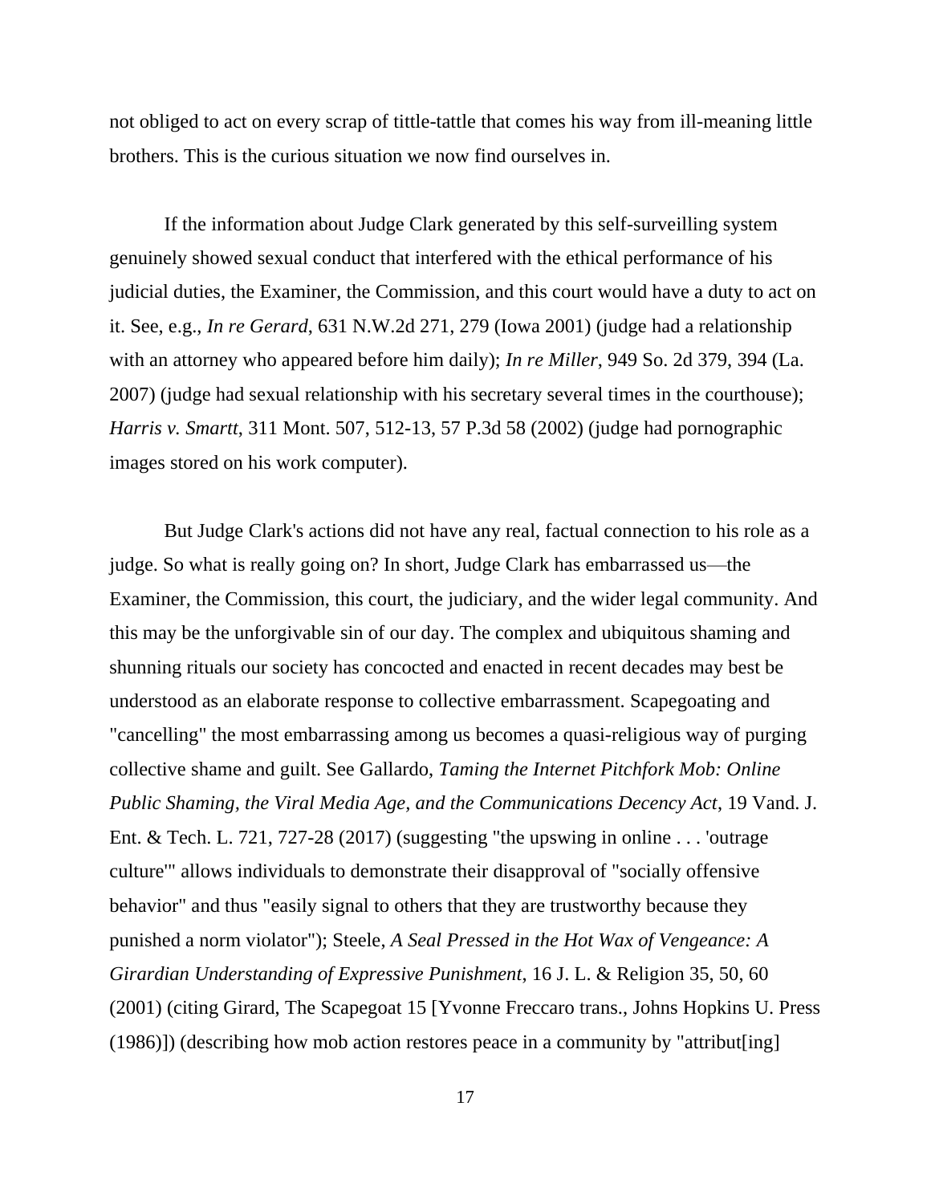not obliged to act on every scrap of tittle-tattle that comes his way from ill-meaning little brothers. This is the curious situation we now find ourselves in.

If the information about Judge Clark generated by this self-surveilling system genuinely showed sexual conduct that interfered with the ethical performance of his judicial duties, the Examiner, the Commission, and this court would have a duty to act on it. See, e.g., *In re Gerard*, 631 N.W.2d 271, 279 (Iowa 2001) (judge had a relationship with an attorney who appeared before him daily); *In re Miller*, 949 So. 2d 379, 394 (La. 2007) (judge had sexual relationship with his secretary several times in the courthouse); *Harris v. Smartt*, 311 Mont. 507, 512-13, 57 P.3d 58 (2002) (judge had pornographic images stored on his work computer).

But Judge Clark's actions did not have any real, factual connection to his role as a judge. So what is really going on? In short, Judge Clark has embarrassed us—the Examiner, the Commission, this court, the judiciary, and the wider legal community. And this may be the unforgivable sin of our day. The complex and ubiquitous shaming and shunning rituals our society has concocted and enacted in recent decades may best be understood as an elaborate response to collective embarrassment. Scapegoating and "cancelling" the most embarrassing among us becomes a quasi-religious way of purging collective shame and guilt. See Gallardo, *Taming the Internet Pitchfork Mob: Online Public Shaming, the Viral Media Age, and the Communications Decency Act*, 19 Vand. J. Ent. & Tech. L. 721, 727-28 (2017) (suggesting "the upswing in online . . . 'outrage culture'" allows individuals to demonstrate their disapproval of "socially offensive behavior" and thus "easily signal to others that they are trustworthy because they punished a norm violator"); Steele, *A Seal Pressed in the Hot Wax of Vengeance: A Girardian Understanding of Expressive Punishment*, 16 J. L. & Religion 35, 50, 60 (2001) (citing Girard, The Scapegoat 15 [Yvonne Freccaro trans., Johns Hopkins U. Press (1986)]) (describing how mob action restores peace in a community by "attribut[ing]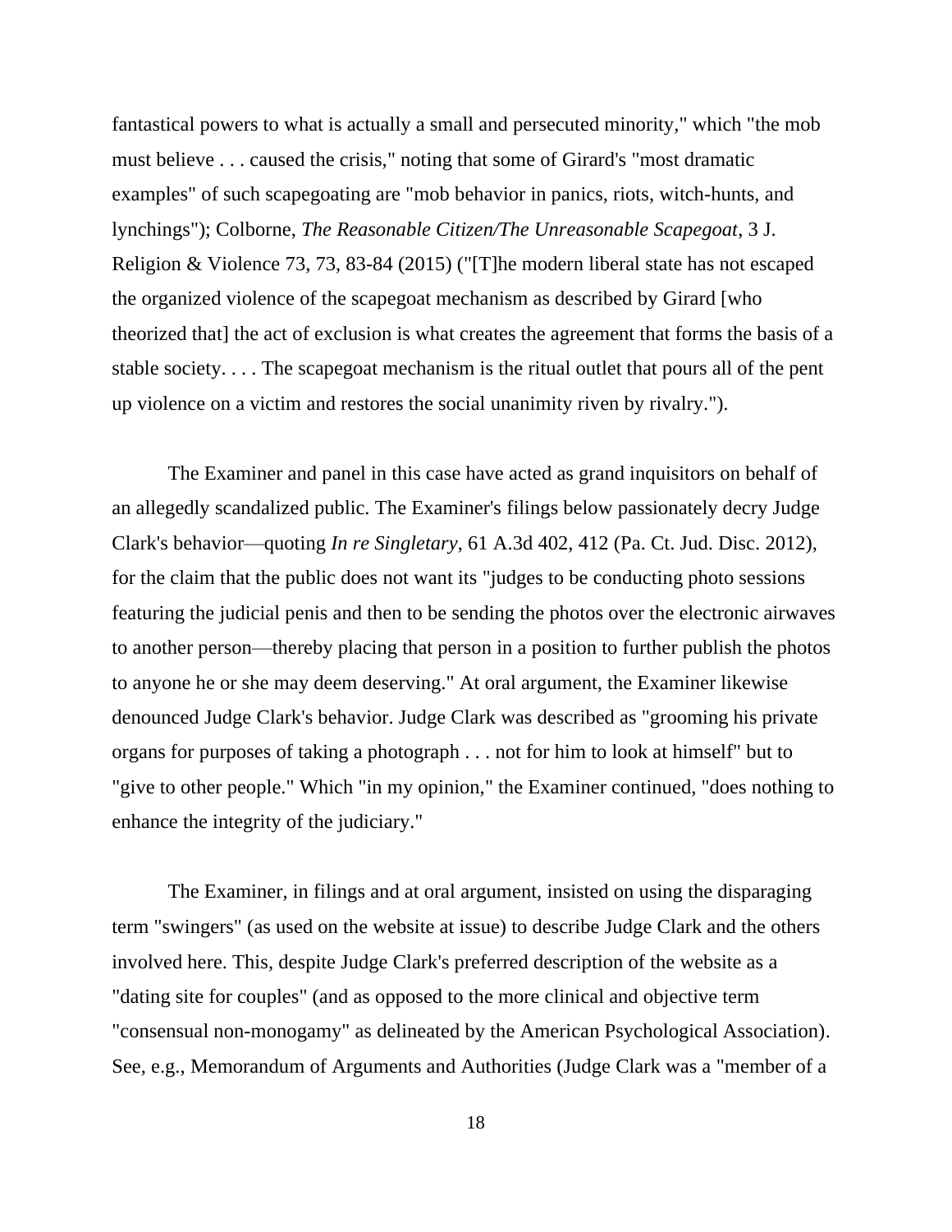fantastical powers to what is actually a small and persecuted minority," which "the mob must believe . . . caused the crisis," noting that some of Girard's "most dramatic examples" of such scapegoating are "mob behavior in panics, riots, witch-hunts, and lynchings"); Colborne, *The Reasonable Citizen/The Unreasonable Scapegoat*, 3 J. Religion & Violence 73, 73, 83-84 (2015) ("[T]he modern liberal state has not escaped the organized violence of the scapegoat mechanism as described by Girard [who theorized that] the act of exclusion is what creates the agreement that forms the basis of a stable society. . . . The scapegoat mechanism is the ritual outlet that pours all of the pent up violence on a victim and restores the social unanimity riven by rivalry.").

The Examiner and panel in this case have acted as grand inquisitors on behalf of an allegedly scandalized public. The Examiner's filings below passionately decry Judge Clark's behavior—quoting *In re Singletary*, 61 A.3d 402, 412 (Pa. Ct. Jud. Disc. 2012), for the claim that the public does not want its "judges to be conducting photo sessions featuring the judicial penis and then to be sending the photos over the electronic airwaves to another person—thereby placing that person in a position to further publish the photos to anyone he or she may deem deserving." At oral argument, the Examiner likewise denounced Judge Clark's behavior. Judge Clark was described as "grooming his private organs for purposes of taking a photograph . . . not for him to look at himself" but to "give to other people." Which "in my opinion," the Examiner continued, "does nothing to enhance the integrity of the judiciary."

The Examiner, in filings and at oral argument, insisted on using the disparaging term "swingers" (as used on the website at issue) to describe Judge Clark and the others involved here. This, despite Judge Clark's preferred description of the website as a "dating site for couples" (and as opposed to the more clinical and objective term "consensual non-monogamy" as delineated by the American Psychological Association). See, e.g., Memorandum of Arguments and Authorities (Judge Clark was a "member of a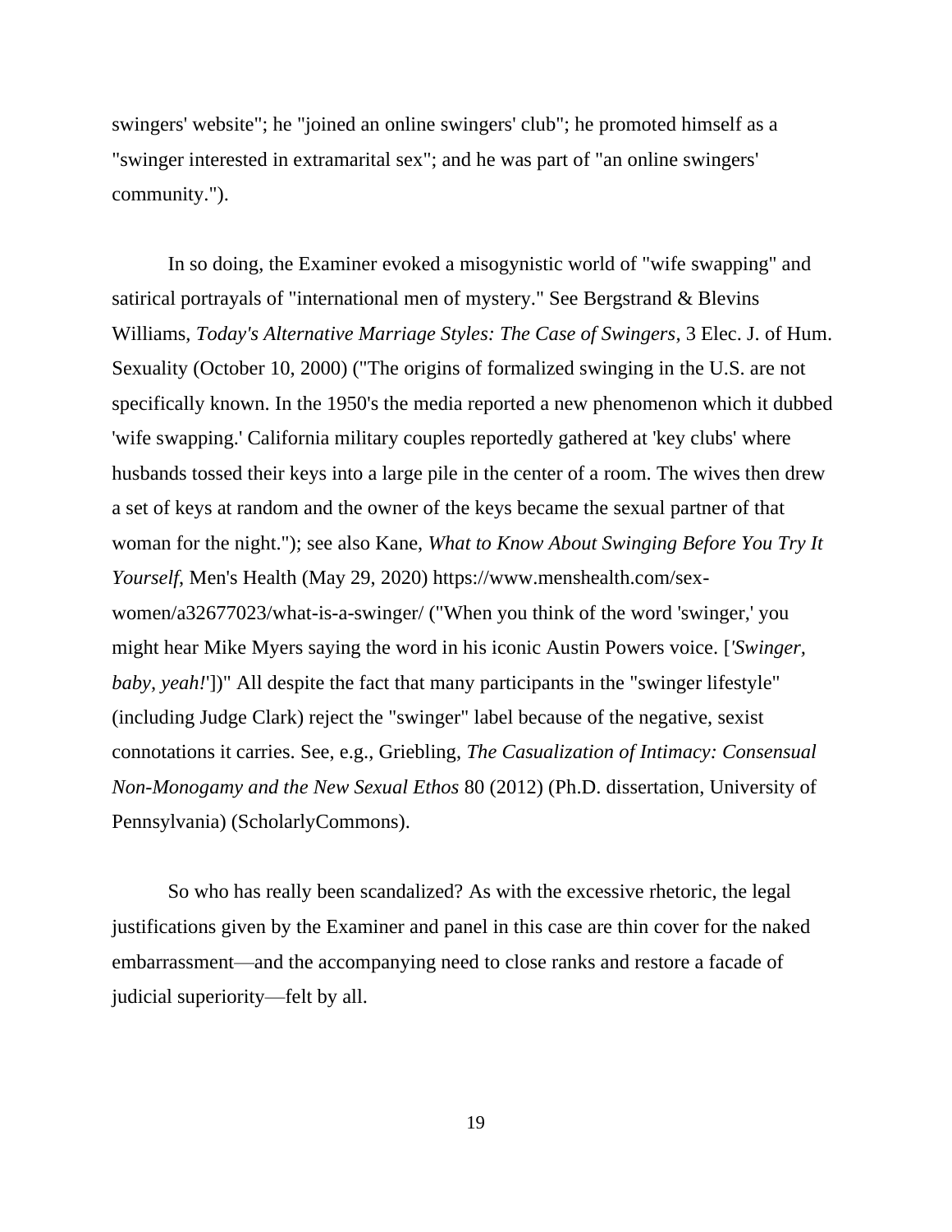swingers' website"; he "joined an online swingers' club"; he promoted himself as a "swinger interested in extramarital sex"; and he was part of "an online swingers' community.").

In so doing, the Examiner evoked a misogynistic world of "wife swapping" and satirical portrayals of "international men of mystery." See Bergstrand & Blevins Williams, *Today's Alternative Marriage Styles: The Case of Swingers*, 3 Elec. J. of Hum. Sexuality (October 10, 2000) ("The origins of formalized swinging in the U.S. are not specifically known. In the 1950's the media reported a new phenomenon which it dubbed 'wife swapping.' California military couples reportedly gathered at 'key clubs' where husbands tossed their keys into a large pile in the center of a room. The wives then drew a set of keys at random and the owner of the keys became the sexual partner of that woman for the night."); see also Kane, *What to Know About Swinging Before You Try It Yourself*, Men's Health (May 29, 2020) https://www.menshealth.com/sex-women/a32677023/what-is-a-swinger/ ("When you think of the word 'swinger,' you might hear Mike Myers saying the word in his iconic Austin Powers voice. [*'Swinger, baby, yeah!'*])" All despite the fact that many participants in the "swinger lifestyle" (including Judge Clark) reject the "swinger" label because of the negative, sexist connotations it carries. See, e.g., Griebling, *The Casualization of Intimacy: Consensual Non-Monogamy and the New Sexual Ethos* 80 (2012) (Ph.D. dissertation, University of Pennsylvania) (ScholarlyCommons).

So who has really been scandalized? As with the excessive rhetoric, the legal justifications given by the Examiner and panel in this case are thin cover for the naked embarrassment—and the accompanying need to close ranks and restore a facade of judicial superiority—felt by all.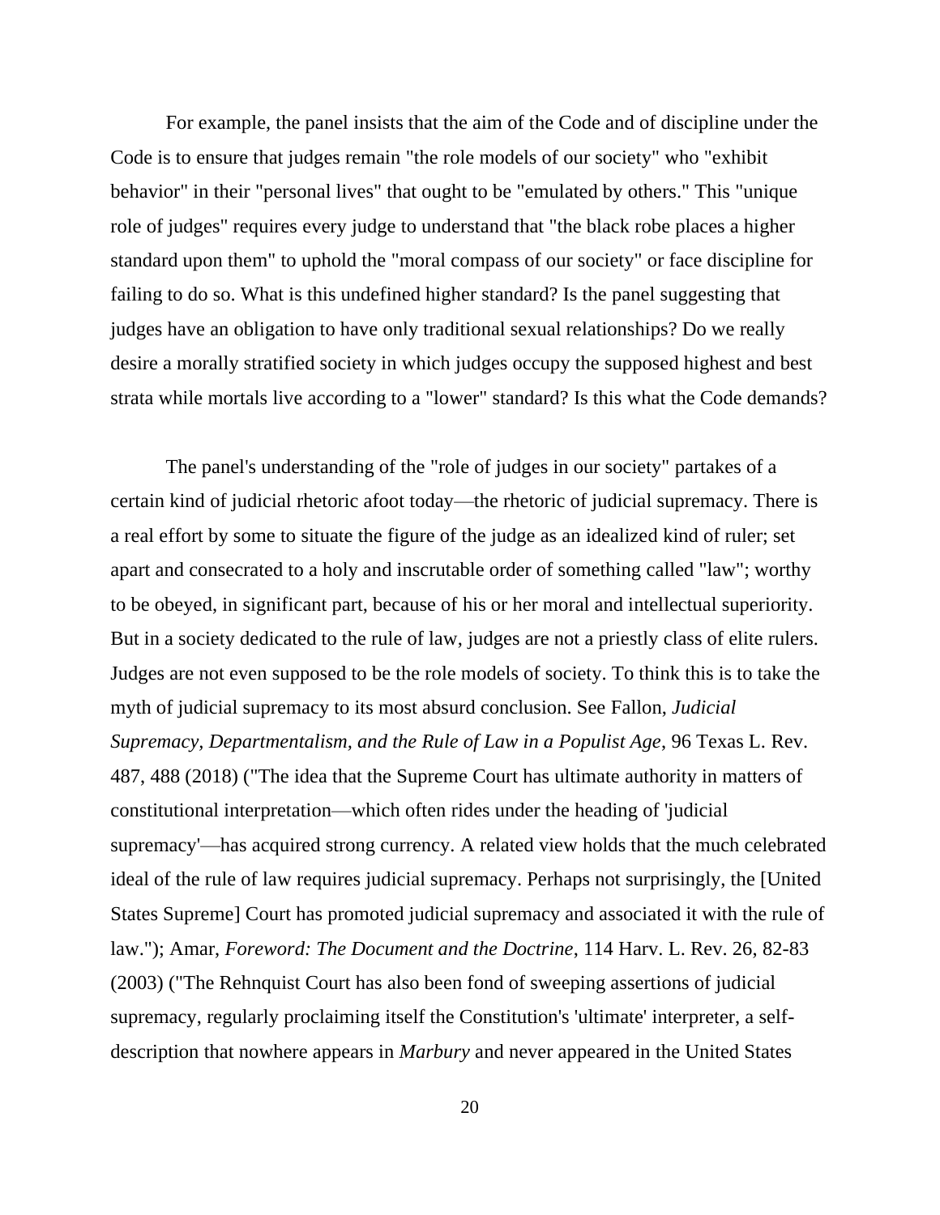For example, the panel insists that the aim of the Code and of discipline under the Code is to ensure that judges remain "the role models of our society" who "exhibit behavior" in their "personal lives" that ought to be "emulated by others." This "unique role of judges" requires every judge to understand that "the black robe places a higher standard upon them" to uphold the "moral compass of our society" or face discipline for failing to do so. What is this undefined higher standard? Is the panel suggesting that judges have an obligation to have only traditional sexual relationships? Do we really desire a morally stratified society in which judges occupy the supposed highest and best strata while mortals live according to a "lower" standard? Is this what the Code demands?

The panel's understanding of the "role of judges in our society" partakes of a certain kind of judicial rhetoric afoot today—the rhetoric of judicial supremacy. There is a real effort by some to situate the figure of the judge as an idealized kind of ruler; set apart and consecrated to a holy and inscrutable order of something called "law"; worthy to be obeyed, in significant part, because of his or her moral and intellectual superiority. But in a society dedicated to the rule of law, judges are not a priestly class of elite rulers. Judges are not even supposed to be the role models of society. To think this is to take the myth of judicial supremacy to its most absurd conclusion. See Fallon, *Judicial Supremacy, Departmentalism, and the Rule of Law in a Populist Age*, 96 Texas L. Rev. 487, 488 (2018) ("The idea that the Supreme Court has ultimate authority in matters of constitutional interpretation—which often rides under the heading of 'judicial supremacy'—has acquired strong currency. A related view holds that the much celebrated ideal of the rule of law requires judicial supremacy. Perhaps not surprisingly, the [United States Supreme] Court has promoted judicial supremacy and associated it with the rule of law."); Amar, *Foreword: The Document and the Doctrine*, 114 Harv. L. Rev. 26, 82-83 (2003) ("The Rehnquist Court has also been fond of sweeping assertions of judicial supremacy, regularly proclaiming itself the Constitution's 'ultimate' interpreter, a self-description that nowhere appears in *Marbury* and never appeared in the United States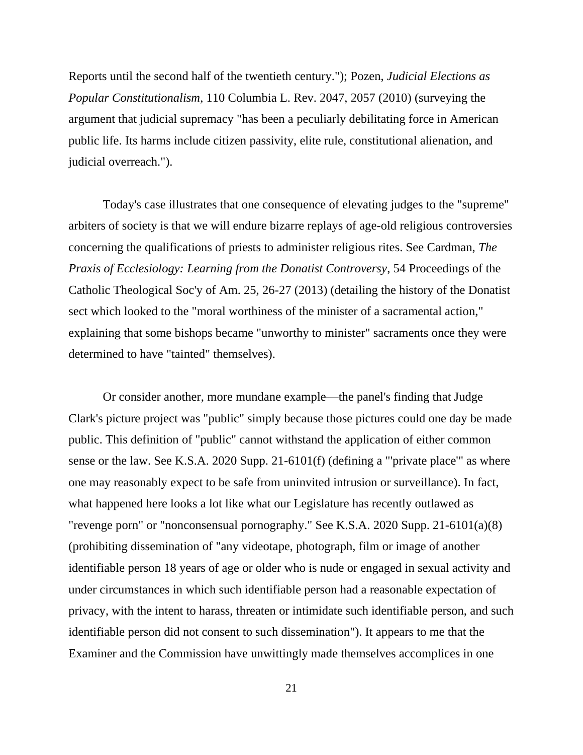Reports until the second half of the twentieth century."); Pozen, *Judicial Elections as Popular Constitutionalism*, 110 Columbia L. Rev. 2047, 2057 (2010) (surveying the argument that judicial supremacy "has been a peculiarly debilitating force in American public life. Its harms include citizen passivity, elite rule, constitutional alienation, and judicial overreach.").

Today's case illustrates that one consequence of elevating judges to the "supreme" arbiters of society is that we will endure bizarre replays of age-old religious controversies concerning the qualifications of priests to administer religious rites. See Cardman, *The Praxis of Ecclesiology: Learning from the Donatist Controversy*, 54 Proceedings of the Catholic Theological Soc'y of Am. 25, 26-27 (2013) (detailing the history of the Donatist sect which looked to the "moral worthiness of the minister of a sacramental action," explaining that some bishops became "unworthy to minister" sacraments once they were determined to have "tainted" themselves).

Or consider another, more mundane example—the panel's finding that Judge Clark's picture project was "public" simply because those pictures could one day be made public. This definition of "public" cannot withstand the application of either common sense or the law. See K.S.A. 2020 Supp. 21-6101(f) (defining a "'private place'" as where one may reasonably expect to be safe from uninvited intrusion or surveillance). In fact, what happened here looks a lot like what our Legislature has recently outlawed as "revenge porn" or "nonconsensual pornography." See K.S.A. 2020 Supp. 21-6101(a)(8) (prohibiting dissemination of "any videotape, photograph, film or image of another identifiable person 18 years of age or older who is nude or engaged in sexual activity and under circumstances in which such identifiable person had a reasonable expectation of privacy, with the intent to harass, threaten or intimidate such identifiable person, and such identifiable person did not consent to such dissemination"). It appears to me that the Examiner and the Commission have unwittingly made themselves accomplices in one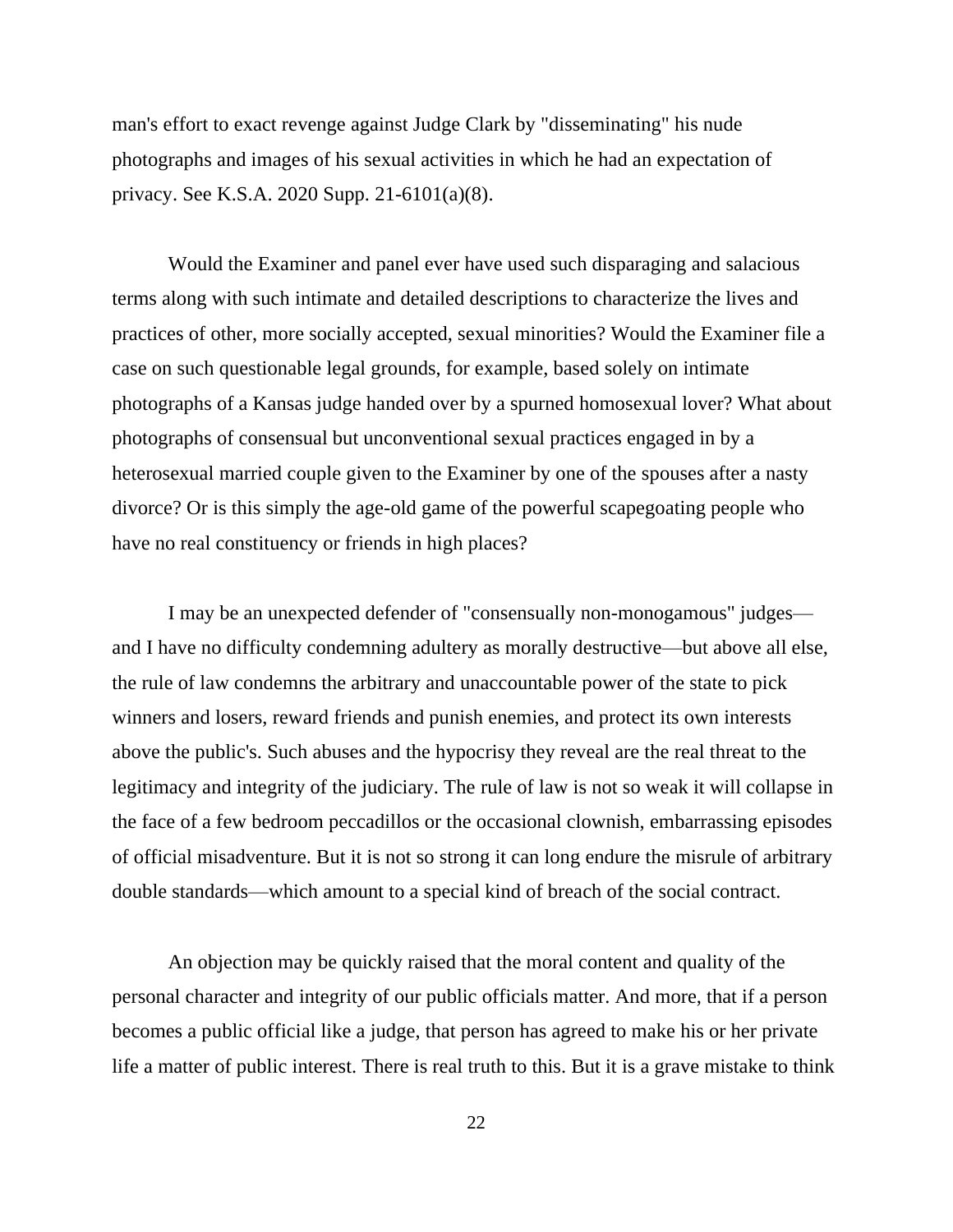man's effort to exact revenge against Judge Clark by "disseminating" his nude photographs and images of his sexual activities in which he had an expectation of privacy. See K.S.A. 2020 Supp. 21-6101(a)(8).

Would the Examiner and panel ever have used such disparaging and salacious terms along with such intimate and detailed descriptions to characterize the lives and practices of other, more socially accepted, sexual minorities? Would the Examiner file a case on such questionable legal grounds, for example, based solely on intimate photographs of a Kansas judge handed over by a spurned homosexual lover? What about photographs of consensual but unconventional sexual practices engaged in by a heterosexual married couple given to the Examiner by one of the spouses after a nasty divorce? Or is this simply the age-old game of the powerful scapegoating people who have no real constituency or friends in high places?

I may be an unexpected defender of "consensually non-monogamous" judges—and I have no difficulty condemning adultery as morally destructive—but above all else, the rule of law condemns the arbitrary and unaccountable power of the state to pick winners and losers, reward friends and punish enemies, and protect its own interests above the public's. Such abuses and the hypocrisy they reveal are the real threat to the legitimacy and integrity of the judiciary. The rule of law is not so weak it will collapse in the face of a few bedroom peccadillos or the occasional clownish, embarrassing episodes of official misadventure. But it is not so strong it can long endure the misrule of arbitrary double standards—which amount to a special kind of breach of the social contract.

An objection may be quickly raised that the moral content and quality of the personal character and integrity of our public officials matter. And more, that if a person becomes a public official like a judge, that person has agreed to make his or her private life a matter of public interest. There is real truth to this. But it is a grave mistake to think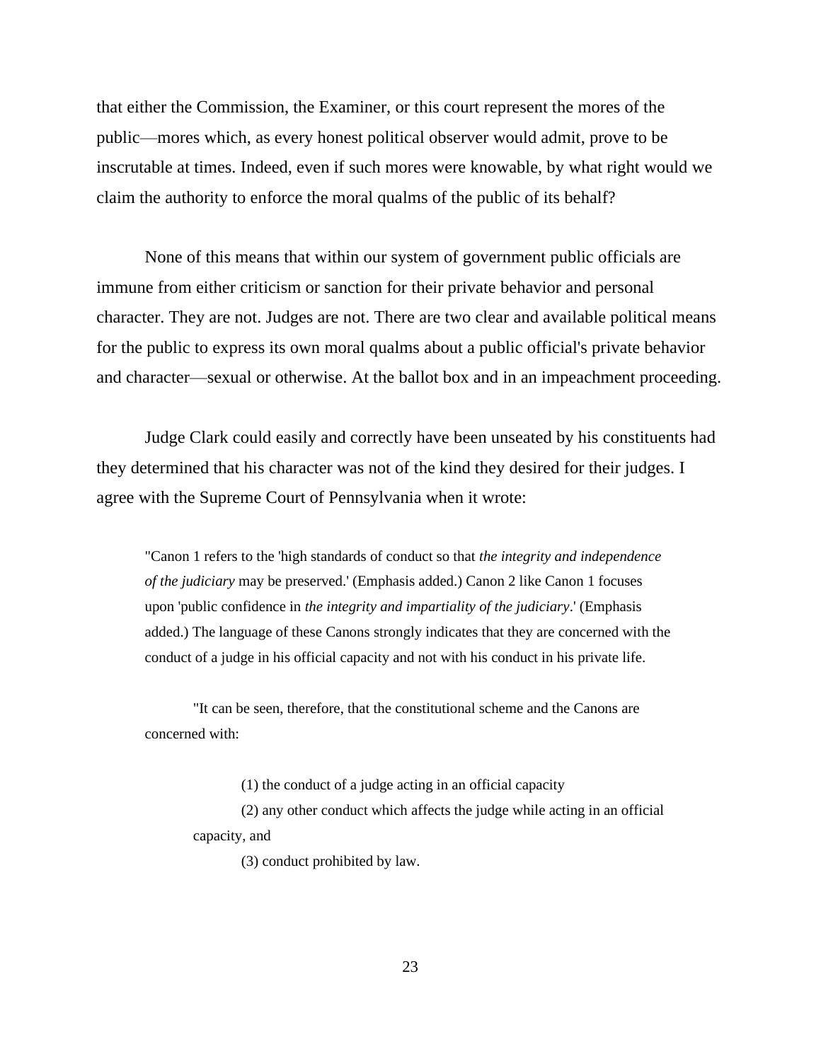that either the Commission, the Examiner, or this court represent the mores of the public—mores which, as every honest political observer would admit, prove to be inscrutable at times. Indeed, even if such mores were knowable, by what right would we claim the authority to enforce the moral qualms of the public of its behalf?

None of this means that within our system of government public officials are immune from either criticism or sanction for their private behavior and personal character. They are not. Judges are not. There are two clear and available political means for the public to express its own moral qualms about a public official's private behavior and character—sexual or otherwise. At the ballot box and in an impeachment proceeding.

Judge Clark could easily and correctly have been unseated by his constituents had they determined that his character was not of the kind they desired for their judges. I agree with the Supreme Court of Pennsylvania when it wrote:

> "Canon 1 refers to the 'high standards of conduct so that *the integrity and independence of the judiciary* may be preserved.' (Emphasis added.) Canon 2 like Canon 1 focuses upon 'public confidence in *the integrity and impartiality of the judiciary*.' (Emphasis added.) The language of these Canons strongly indicates that they are concerned with the conduct of a judge in his official capacity and not with his conduct in his private life.
>
> "It can be seen, therefore, that the constitutional scheme and the Canons are concerned with:
>
> (1) the conduct of a judge acting in an official capacity
>
> (2) any other conduct which affects the judge while acting in an official capacity, and
>
> (3) conduct prohibited by law.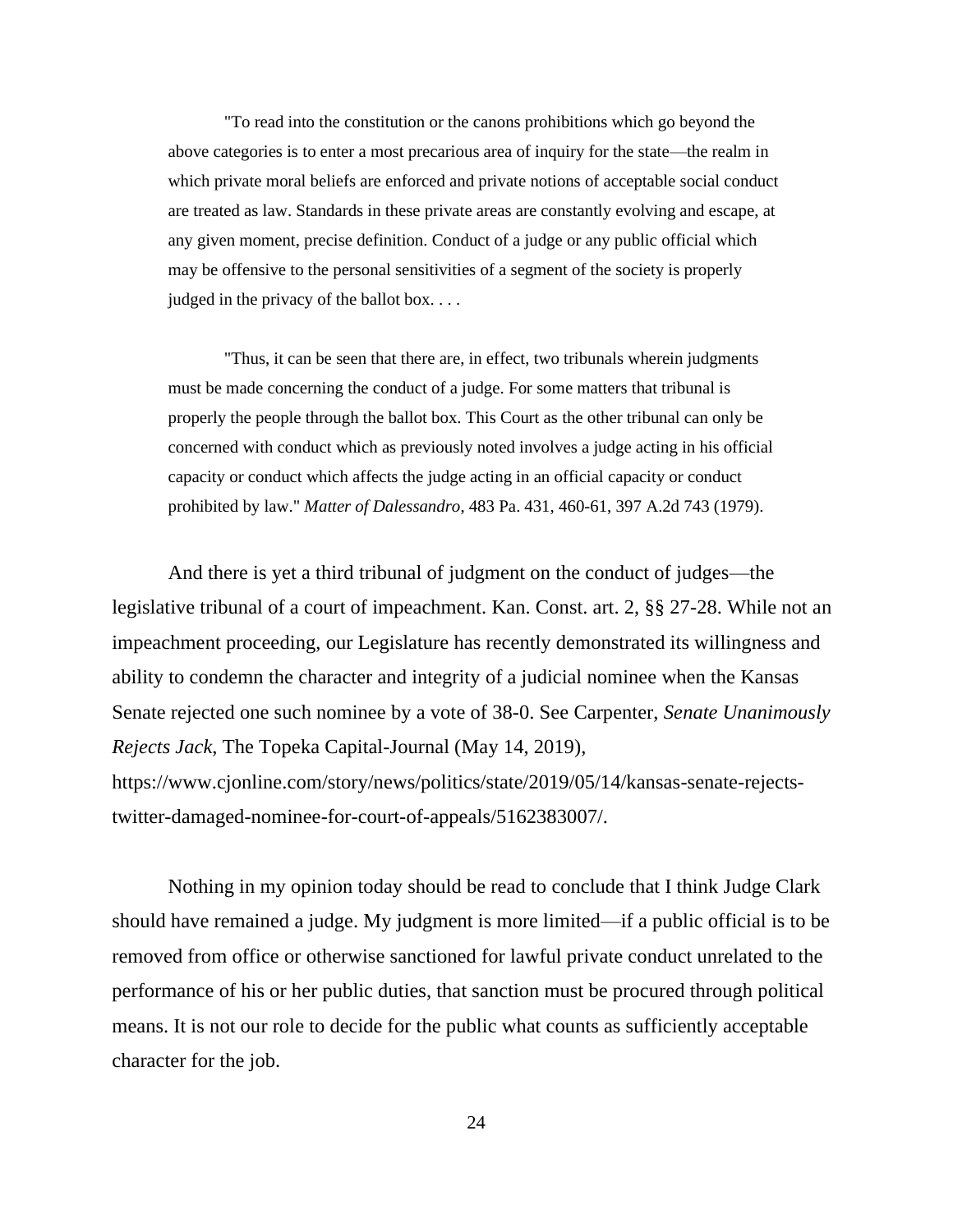> "To read into the constitution or the canons prohibitions which go beyond the above categories is to enter a most precarious area of inquiry for the state—the realm in which private moral beliefs are enforced and private notions of acceptable social conduct are treated as law. Standards in these private areas are constantly evolving and escape, at any given moment, precise definition. Conduct of a judge or any public official which may be offensive to the personal sensitivities of a segment of the society is properly judged in the privacy of the ballot box. . . .
>
> "Thus, it can be seen that there are, in effect, two tribunals wherein judgments must be made concerning the conduct of a judge. For some matters that tribunal is properly the people through the ballot box. This Court as the other tribunal can only be concerned with conduct which as previously noted involves a judge acting in his official capacity or conduct which affects the judge acting in an official capacity or conduct prohibited by law." *Matter of Dalessandro*, 483 Pa. 431, 460-61, 397 A.2d 743 (1979).

And there is yet a third tribunal of judgment on the conduct of judges—the legislative tribunal of a court of impeachment. Kan. Const. art. 2, §§ 27-28. While not an impeachment proceeding, our Legislature has recently demonstrated its willingness and ability to condemn the character and integrity of a judicial nominee when the Kansas Senate rejected one such nominee by a vote of 38-0. See Carpenter, *Senate Unanimously Rejects Jack*, The Topeka Capital-Journal (May 14, 2019), https://www.cjonline.com/story/news/politics/state/2019/05/14/kansas-senate-rejects-twitter-damaged-nominee-for-court-of-appeals/5162383007/.

Nothing in my opinion today should be read to conclude that I think Judge Clark should have remained a judge. My judgment is more limited—if a public official is to be removed from office or otherwise sanctioned for lawful private conduct unrelated to the performance of his or her public duties, that sanction must be procured through political means. It is not our role to decide for the public what counts as sufficiently acceptable character for the job.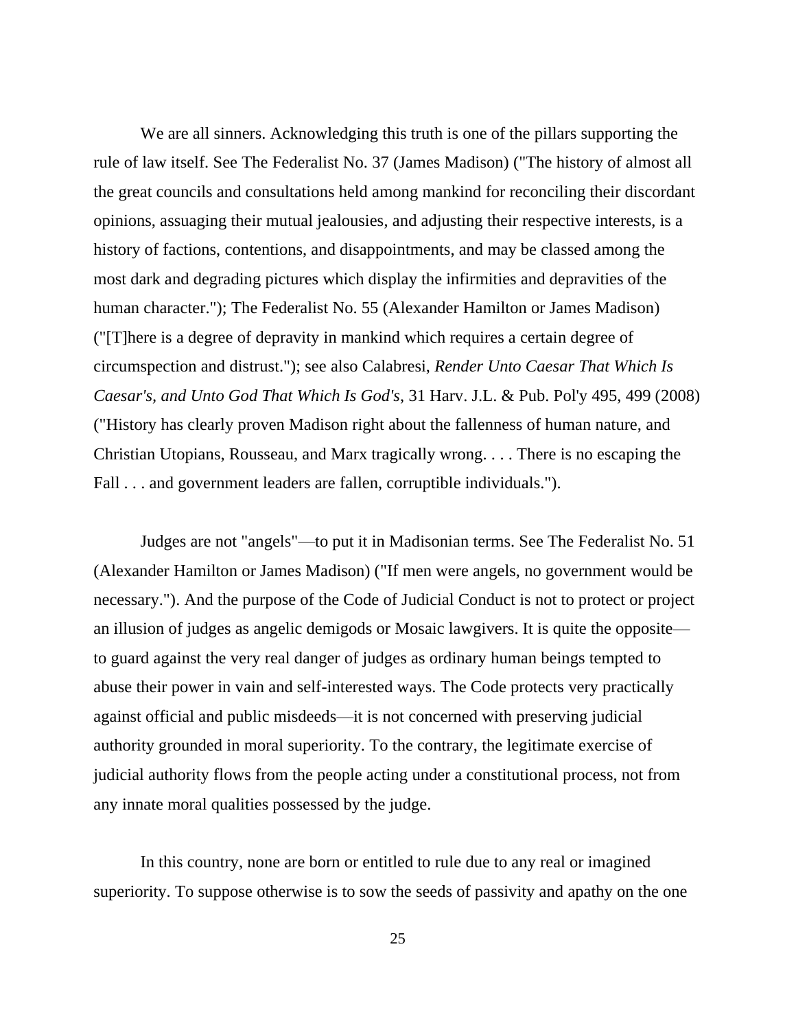We are all sinners. Acknowledging this truth is one of the pillars supporting the rule of law itself. See The Federalist No. 37 (James Madison) ("The history of almost all the great councils and consultations held among mankind for reconciling their discordant opinions, assuaging their mutual jealousies, and adjusting their respective interests, is a history of factions, contentions, and disappointments, and may be classed among the most dark and degrading pictures which display the infirmities and depravities of the human character."); The Federalist No. 55 (Alexander Hamilton or James Madison) ("[T]here is a degree of depravity in mankind which requires a certain degree of circumspection and distrust."); see also Calabresi, *Render Unto Caesar That Which Is Caesar's, and Unto God That Which Is God's*, 31 Harv. J.L. & Pub. Pol'y 495, 499 (2008) ("History has clearly proven Madison right about the fallenness of human nature, and Christian Utopians, Rousseau, and Marx tragically wrong. . . . There is no escaping the Fall . . . and government leaders are fallen, corruptible individuals.").

Judges are not "angels"—to put it in Madisonian terms. See The Federalist No. 51 (Alexander Hamilton or James Madison) ("If men were angels, no government would be necessary."). And the purpose of the Code of Judicial Conduct is not to protect or project an illusion of judges as angelic demigods or Mosaic lawgivers. It is quite the opposite—to guard against the very real danger of judges as ordinary human beings tempted to abuse their power in vain and self-interested ways. The Code protects very practically against official and public misdeeds—it is not concerned with preserving judicial authority grounded in moral superiority. To the contrary, the legitimate exercise of judicial authority flows from the people acting under a constitutional process, not from any innate moral qualities possessed by the judge.

In this country, none are born or entitled to rule due to any real or imagined superiority. To suppose otherwise is to sow the seeds of passivity and apathy on the one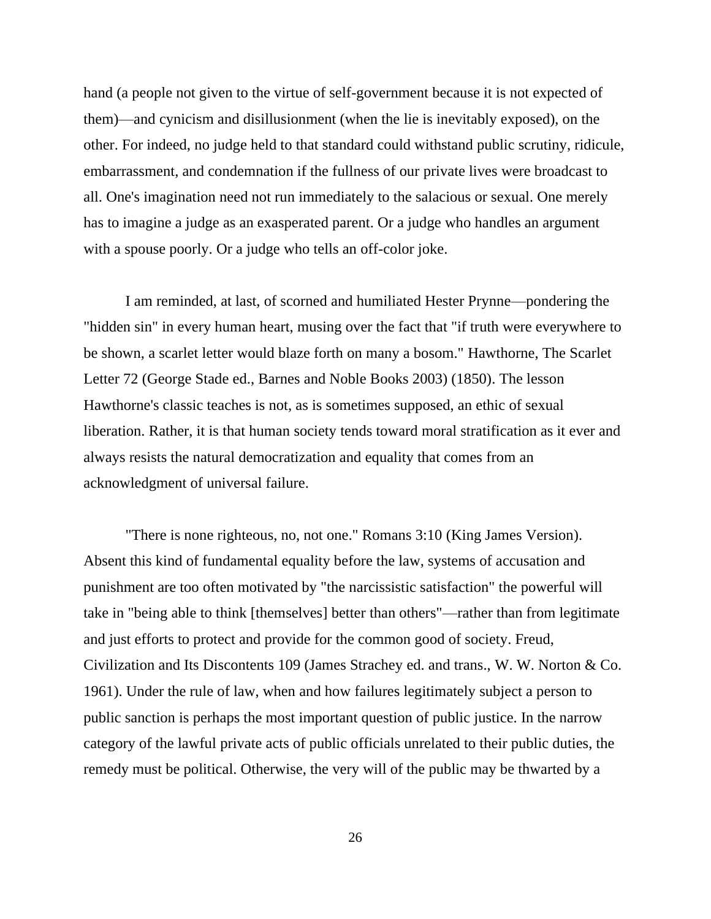hand (a people not given to the virtue of self-government because it is not expected of them)—and cynicism and disillusionment (when the lie is inevitably exposed), on the other. For indeed, no judge held to that standard could withstand public scrutiny, ridicule, embarrassment, and condemnation if the fullness of our private lives were broadcast to all. One's imagination need not run immediately to the salacious or sexual. One merely has to imagine a judge as an exasperated parent. Or a judge who handles an argument with a spouse poorly. Or a judge who tells an off-color joke.

I am reminded, at last, of scorned and humiliated Hester Prynne—pondering the "hidden sin" in every human heart, musing over the fact that "if truth were everywhere to be shown, a scarlet letter would blaze forth on many a bosom." Hawthorne, The Scarlet Letter 72 (George Stade ed., Barnes and Noble Books 2003) (1850). The lesson Hawthorne's classic teaches is not, as is sometimes supposed, an ethic of sexual liberation. Rather, it is that human society tends toward moral stratification as it ever and always resists the natural democratization and equality that comes from an acknowledgment of universal failure.

"There is none righteous, no, not one." Romans 3:10 (King James Version). Absent this kind of fundamental equality before the law, systems of accusation and punishment are too often motivated by "the narcissistic satisfaction" the powerful will take in "being able to think [themselves] better than others"—rather than from legitimate and just efforts to protect and provide for the common good of society. Freud, Civilization and Its Discontents 109 (James Strachey ed. and trans., W. W. Norton & Co. 1961). Under the rule of law, when and how failures legitimately subject a person to public sanction is perhaps the most important question of public justice. In the narrow category of the lawful private acts of public officials unrelated to their public duties, the remedy must be political. Otherwise, the very will of the public may be thwarted by a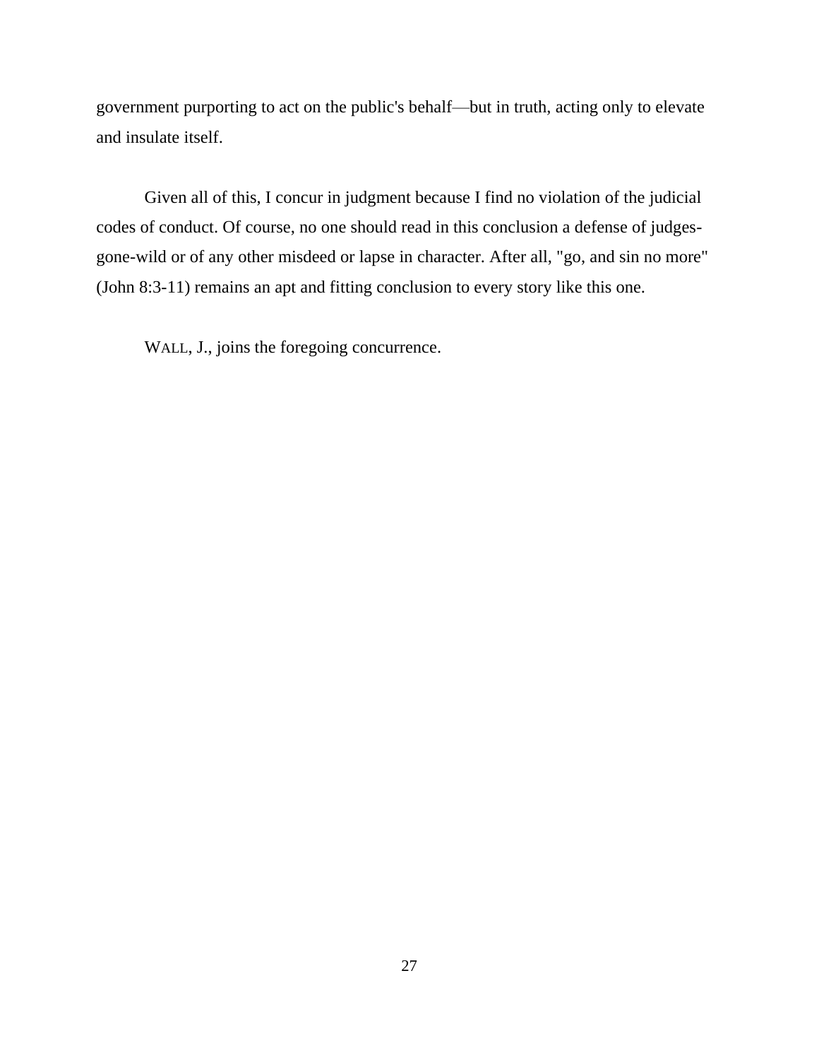government purporting to act on the public's behalf—but in truth, acting only to elevate and insulate itself.

Given all of this, I concur in judgment because I find no violation of the judicial codes of conduct. Of course, no one should read in this conclusion a defense of judges-gone-wild or of any other misdeed or lapse in character. After all, "go, and sin no more" (John 8:3-11) remains an apt and fitting conclusion to every story like this one.

WALL, J., joins the foregoing concurrence.